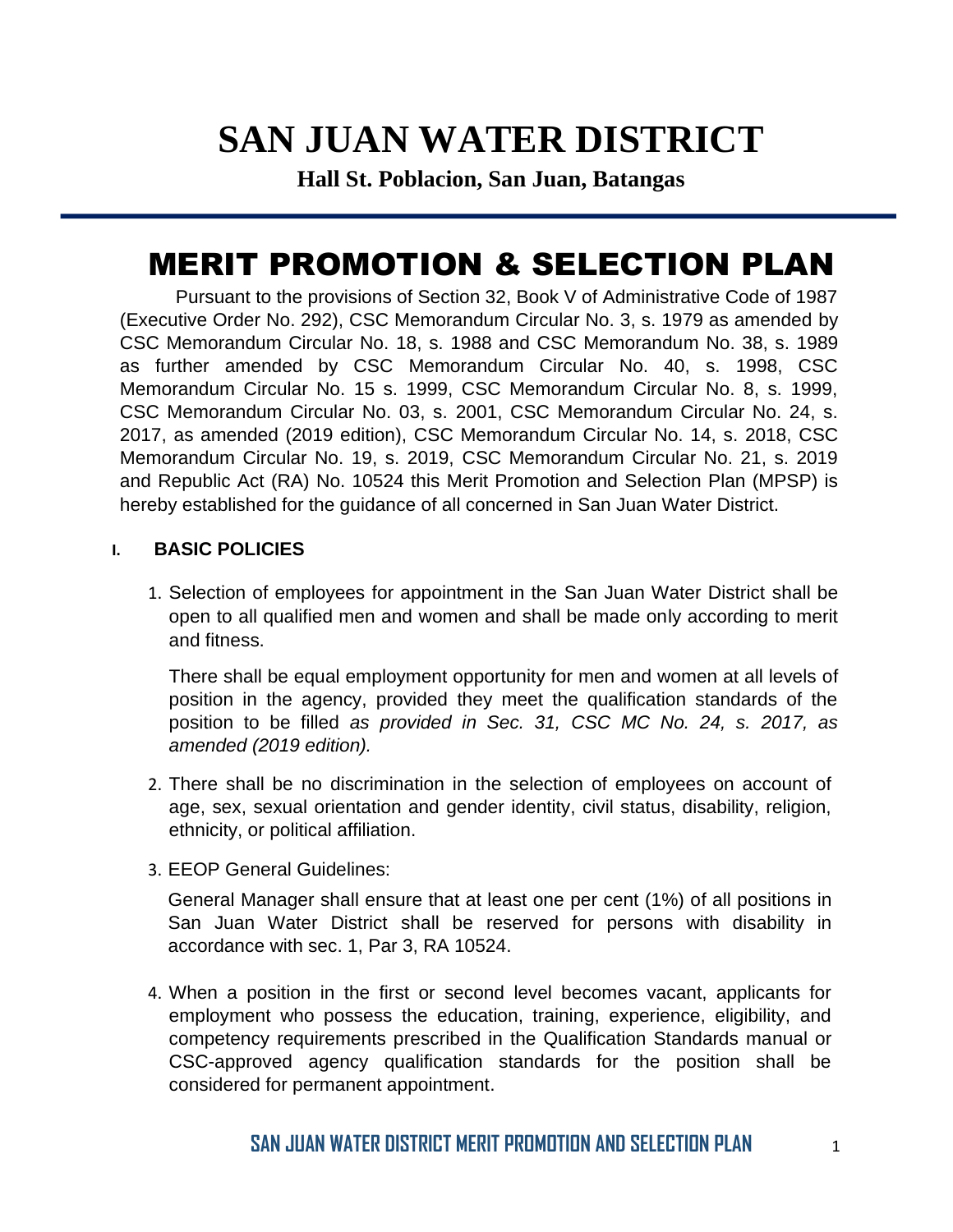# SAN JUAN WATER DISTRICT

**Hall St. Poblacion, San Juan, Batangas**

# MERIT PROMOTION & SELECTION PLAN

Pursuant to the provisions of Section 32, Book V of Administrative Code of 1987 (Executive Order No. 292), CSC Memorandum Circular No. 3, s. 1979 as amended by CSC Memorandum Circular No. 18, s. 1988 and CSC Memorandum No. 38, s. 1989 as further amended by CSC Memorandum Circular No. 40, s. 1998, CSC Memorandum Circular No. 15 s. 1999, CSC Memorandum Circular No. 8, s. 1999, CSC Memorandum Circular No. 03, s. 2001, CSC Memorandum Circular No. 24, s. 2017, as amended (2019 edition), CSC Memorandum Circular No. 14, s. 2018, CSC Memorandum Circular No. 19, s. 2019, CSC Memorandum Circular No. 21, s. 2019 and Republic Act (RA) No. 10524 this Merit Promotion and Selection Plan (MPSP) is hereby established for the guidance of all concerned in San Juan Water District.

## I. BASIC POLICIES

1. Selection of employees for appointment in the San Juan Water District shall be open to all qualified men and women and shall be made only according to merit and fitness.

   There shall be equal employment opportunity for men and women at all levels of position in the agency, provided they meet the qualification standards of the position to be filled *as provided in Sec. 31, CSC MC No. 24, s. 2017, as amended (2019 edition).*

2. There shall be no discrimination in the selection of employees on account of age, sex, sexual orientation and gender identity, civil status, disability, religion, ethnicity, or political affiliation.

3. EEOP General Guidelines:

   General Manager shall ensure that at least one per cent (1%) of all positions in San Juan Water District shall be reserved for persons with disability in accordance with sec. 1, Par 3, RA 10524.

4. When a position in the first or second level becomes vacant, applicants for employment who possess the education, training, experience, eligibility, and competency requirements prescribed in the Qualification Standards manual or CSC-approved agency qualification standards for the position shall be considered for permanent appointment.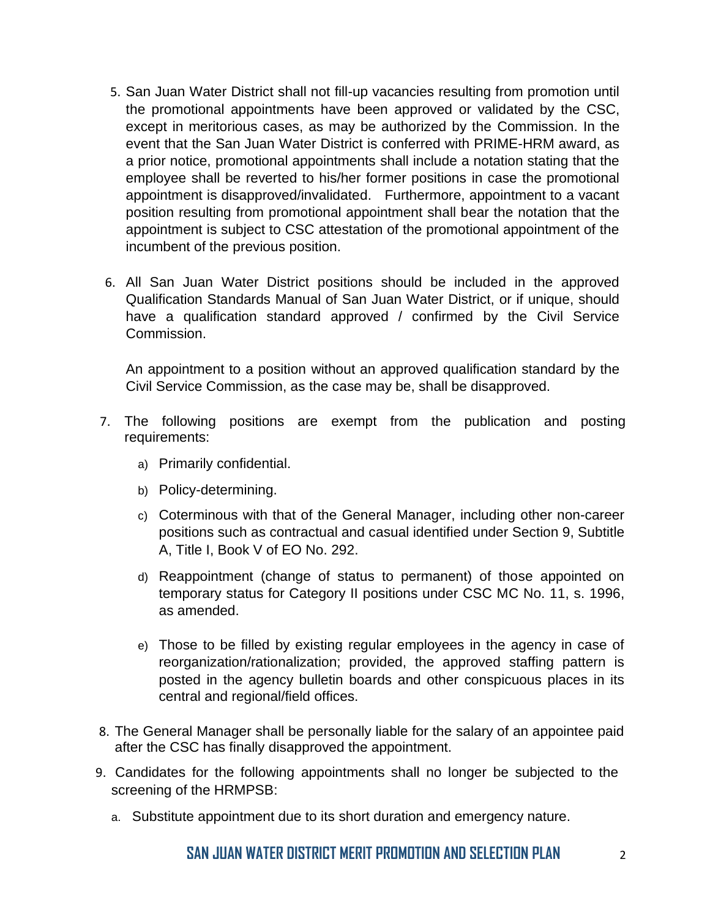5. San Juan Water District shall not fill-up vacancies resulting from promotion until the promotional appointments have been approved or validated by the CSC, except in meritorious cases, as may be authorized by the Commission. In the event that the San Juan Water District is conferred with PRIME-HRM award, as a prior notice, promotional appointments shall include a notation stating that the employee shall be reverted to his/her former positions in case the promotional appointment is disapproved/invalidated. Furthermore, appointment to a vacant position resulting from promotional appointment shall bear the notation that the appointment is subject to CSC attestation of the promotional appointment of the incumbent of the previous position.

6. All San Juan Water District positions should be included in the approved Qualification Standards Manual of San Juan Water District, or if unique, should have a qualification standard approved / confirmed by the Civil Service Commission.

   An appointment to a position without an approved qualification standard by the Civil Service Commission, as the case may be, shall be disapproved.

7. The following positions are exempt from the publication and posting requirements:

   a) Primarily confidential.

   b) Policy-determining.

   c) Coterminous with that of the General Manager, including other non-career positions such as contractual and casual identified under Section 9, Subtitle A, Title I, Book V of EO No. 292.

   d) Reappointment (change of status to permanent) of those appointed on temporary status for Category II positions under CSC MC No. 11, s. 1996, as amended.

   e) Those to be filled by existing regular employees in the agency in case of reorganization/rationalization; provided, the approved staffing pattern is posted in the agency bulletin boards and other conspicuous places in its central and regional/field offices.

8. The General Manager shall be personally liable for the salary of an appointee paid after the CSC has finally disapproved the appointment.

9. Candidates for the following appointments shall no longer be subjected to the screening of the HRMPSB:

   a. Substitute appointment due to its short duration and emergency nature.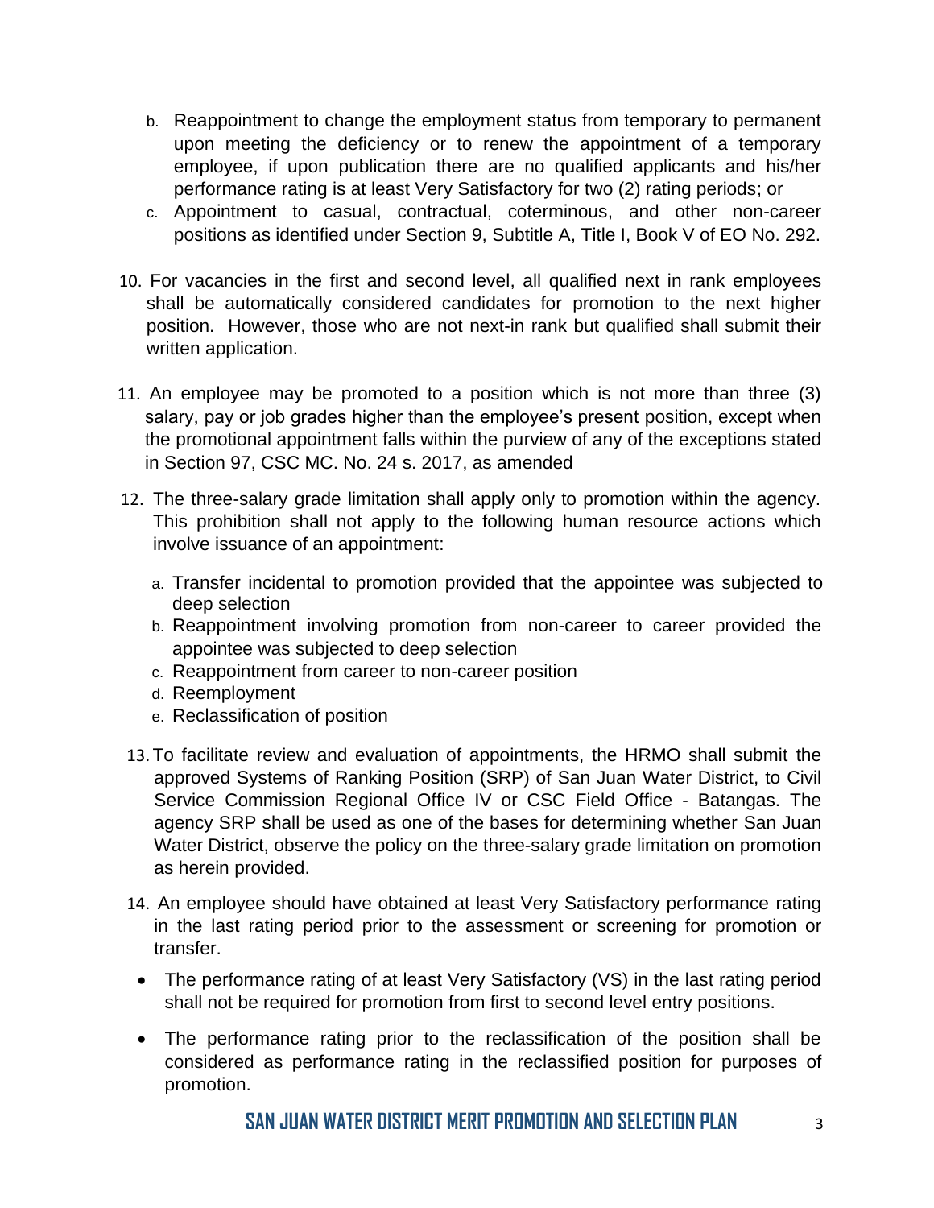b. Reappointment to change the employment status from temporary to permanent upon meeting the deficiency or to renew the appointment of a temporary employee, if upon publication there are no qualified applicants and his/her performance rating is at least Very Satisfactory for two (2) rating periods; or

c. Appointment to casual, contractual, coterminous, and other non-career positions as identified under Section 9, Subtitle A, Title I, Book V of EO No. 292.

10. For vacancies in the first and second level, all qualified next in rank employees shall be automatically considered candidates for promotion to the next higher position. However, those who are not next-in rank but qualified shall submit their written application.

11. An employee may be promoted to a position which is not more than three (3) salary, pay or job grades higher than the employee's present position, except when the promotional appointment falls within the purview of any of the exceptions stated in Section 97, CSC MC. No. 24 s. 2017, as amended

12. The three-salary grade limitation shall apply only to promotion within the agency. This prohibition shall not apply to the following human resource actions which involve issuance of an appointment:

    a. Transfer incidental to promotion provided that the appointee was subjected to deep selection
    b. Reappointment involving promotion from non-career to career provided the appointee was subjected to deep selection
    c. Reappointment from career to non-career position
    d. Reemployment
    e. Reclassification of position

13. To facilitate review and evaluation of appointments, the HRMO shall submit the approved Systems of Ranking Position (SRP) of San Juan Water District, to Civil Service Commission Regional Office IV or CSC Field Office - Batangas. The agency SRP shall be used as one of the bases for determining whether San Juan Water District, observe the policy on the three-salary grade limitation on promotion as herein provided.

14. An employee should have obtained at least Very Satisfactory performance rating in the last rating period prior to the assessment or screening for promotion or transfer.

    - The performance rating of at least Very Satisfactory (VS) in the last rating period shall not be required for promotion from first to second level entry positions.
    - The performance rating prior to the reclassification of the position shall be considered as performance rating in the reclassified position for purposes of promotion.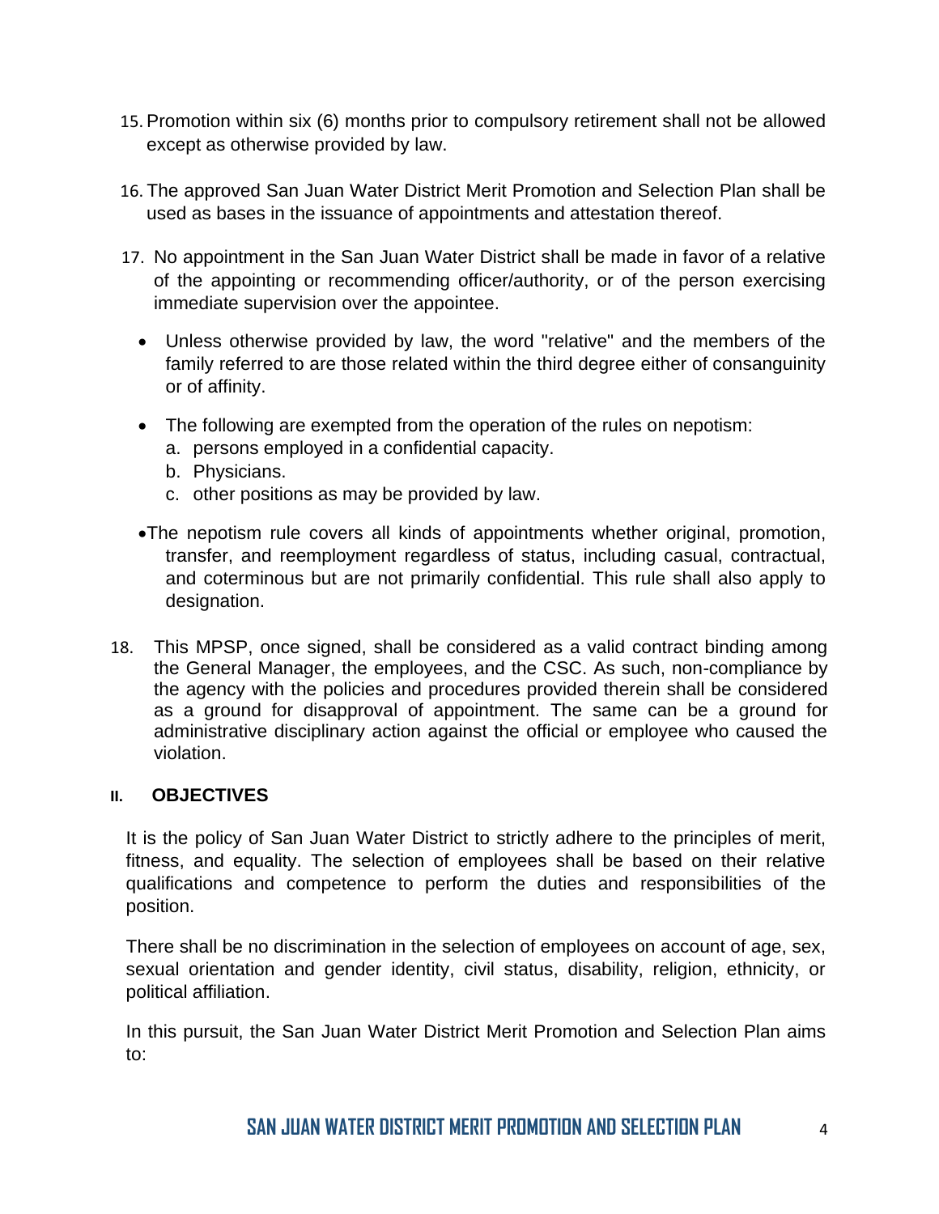15. Promotion within six (6) months prior to compulsory retirement shall not be allowed except as otherwise provided by law.

16. The approved San Juan Water District Merit Promotion and Selection Plan shall be used as bases in the issuance of appointments and attestation thereof.

17. No appointment in the San Juan Water District shall be made in favor of a relative of the appointing or recommending officer/authority, or of the person exercising immediate supervision over the appointee.

    - Unless otherwise provided by law, the word "relative" and the members of the family referred to are those related within the third degree either of consanguinity or of affinity.
    - The following are exempted from the operation of the rules on nepotism:
      a. persons employed in a confidential capacity.
      b. Physicians.
      c. other positions as may be provided by law.
    - The nepotism rule covers all kinds of appointments whether original, promotion, transfer, and reemployment regardless of status, including casual, contractual, and coterminous but are not primarily confidential. This rule shall also apply to designation.

18. This MPSP, once signed, shall be considered as a valid contract binding among the General Manager, the employees, and the CSC. As such, non-compliance by the agency with the policies and procedures provided therein shall be considered as a ground for disapproval of appointment. The same can be a ground for administrative disciplinary action against the official or employee who caused the violation.

## II. OBJECTIVES

It is the policy of San Juan Water District to strictly adhere to the principles of merit, fitness, and equality. The selection of employees shall be based on their relative qualifications and competence to perform the duties and responsibilities of the position.

There shall be no discrimination in the selection of employees on account of age, sex, sexual orientation and gender identity, civil status, disability, religion, ethnicity, or political affiliation.

In this pursuit, the San Juan Water District Merit Promotion and Selection Plan aims to: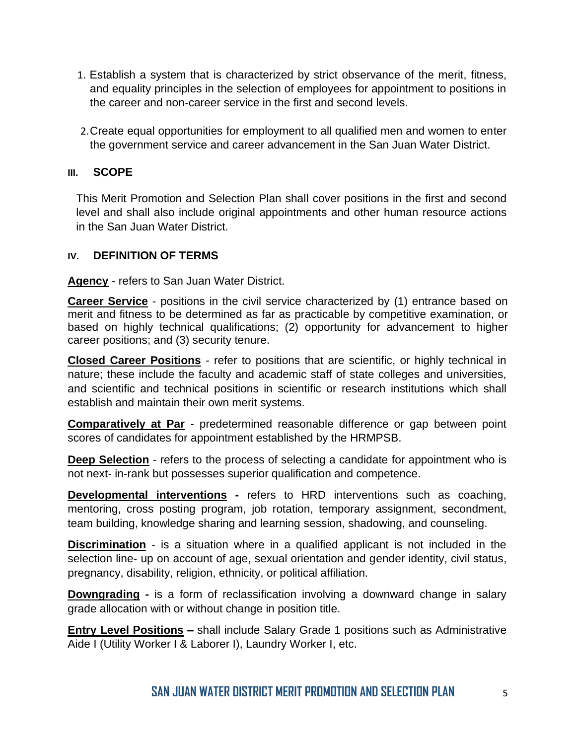1. Establish a system that is characterized by strict observance of the merit, fitness, and equality principles in the selection of employees for appointment to positions in the career and non-career service in the first and second levels.

2. Create equal opportunities for employment to all qualified men and women to enter the government service and career advancement in the San Juan Water District.

## III. SCOPE

This Merit Promotion and Selection Plan shall cover positions in the first and second level and shall also include original appointments and other human resource actions in the San Juan Water District.

## IV. DEFINITION OF TERMS

**Agency** - refers to San Juan Water District.

**Career Service** - positions in the civil service characterized by (1) entrance based on merit and fitness to be determined as far as practicable by competitive examination, or based on highly technical qualifications; (2) opportunity for advancement to higher career positions; and (3) security tenure.

**Closed Career Positions** - refer to positions that are scientific, or highly technical in nature; these include the faculty and academic staff of state colleges and universities, and scientific and technical positions in scientific or research institutions which shall establish and maintain their own merit systems.

**Comparatively at Par** - predetermined reasonable difference or gap between point scores of candidates for appointment established by the HRMPSB.

**Deep Selection** - refers to the process of selecting a candidate for appointment who is not next- in-rank but possesses superior qualification and competence.

**Developmental interventions -** refers to HRD interventions such as coaching, mentoring, cross posting program, job rotation, temporary assignment, secondment, team building, knowledge sharing and learning session, shadowing, and counseling.

**Discrimination** - is a situation where in a qualified applicant is not included in the selection line- up on account of age, sexual orientation and gender identity, civil status, pregnancy, disability, religion, ethnicity, or political affiliation.

**Downgrading -** is a form of reclassification involving a downward change in salary grade allocation with or without change in position title.

**Entry Level Positions –** shall include Salary Grade 1 positions such as Administrative Aide I (Utility Worker I & Laborer I), Laundry Worker I, etc.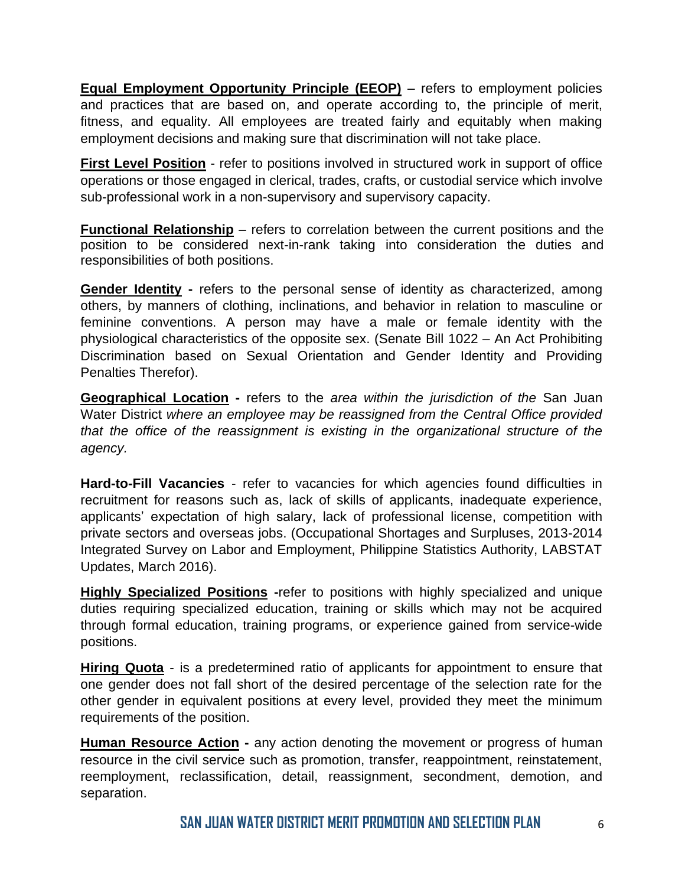**<u>Equal Employment Opportunity Principle (EEOP)</u>** – refers to employment policies and practices that are based on, and operate according to, the principle of merit, fitness, and equality. All employees are treated fairly and equitably when making employment decisions and making sure that discrimination will not take place.

**<u>First Level Position</u>** - refer to positions involved in structured work in support of office operations or those engaged in clerical, trades, crafts, or custodial service which involve sub-professional work in a non-supervisory and supervisory capacity.

**<u>Functional Relationship</u>** – refers to correlation between the current positions and the position to be considered next-in-rank taking into consideration the duties and responsibilities of both positions.

**<u>Gender Identity</u> -** refers to the personal sense of identity as characterized, among others, by manners of clothing, inclinations, and behavior in relation to masculine or feminine conventions. A person may have a male or female identity with the physiological characteristics of the opposite sex. (Senate Bill 1022 – An Act Prohibiting Discrimination based on Sexual Orientation and Gender Identity and Providing Penalties Therefor).

**<u>Geographical Location</u> -** refers to the *area within the jurisdiction of the* San Juan Water District *where an employee may be reassigned from the Central Office provided that the office of the reassignment is existing in the organizational structure of the agency.*

**Hard-to-Fill Vacancies** - refer to vacancies for which agencies found difficulties in recruitment for reasons such as, lack of skills of applicants, inadequate experience, applicants' expectation of high salary, lack of professional license, competition with private sectors and overseas jobs. (Occupational Shortages and Surpluses, 2013-2014 Integrated Survey on Labor and Employment, Philippine Statistics Authority, LABSTAT Updates, March 2016).

**<u>Highly Specialized Positions</u> -**refer to positions with highly specialized and unique duties requiring specialized education, training or skills which may not be acquired through formal education, training programs, or experience gained from service-wide positions.

**<u>Hiring Quota</u>** - is a predetermined ratio of applicants for appointment to ensure that one gender does not fall short of the desired percentage of the selection rate for the other gender in equivalent positions at every level, provided they meet the minimum requirements of the position.

**<u>Human Resource Action</u> -** any action denoting the movement or progress of human resource in the civil service such as promotion, transfer, reappointment, reinstatement, reemployment, reclassification, detail, reassignment, secondment, demotion, and separation.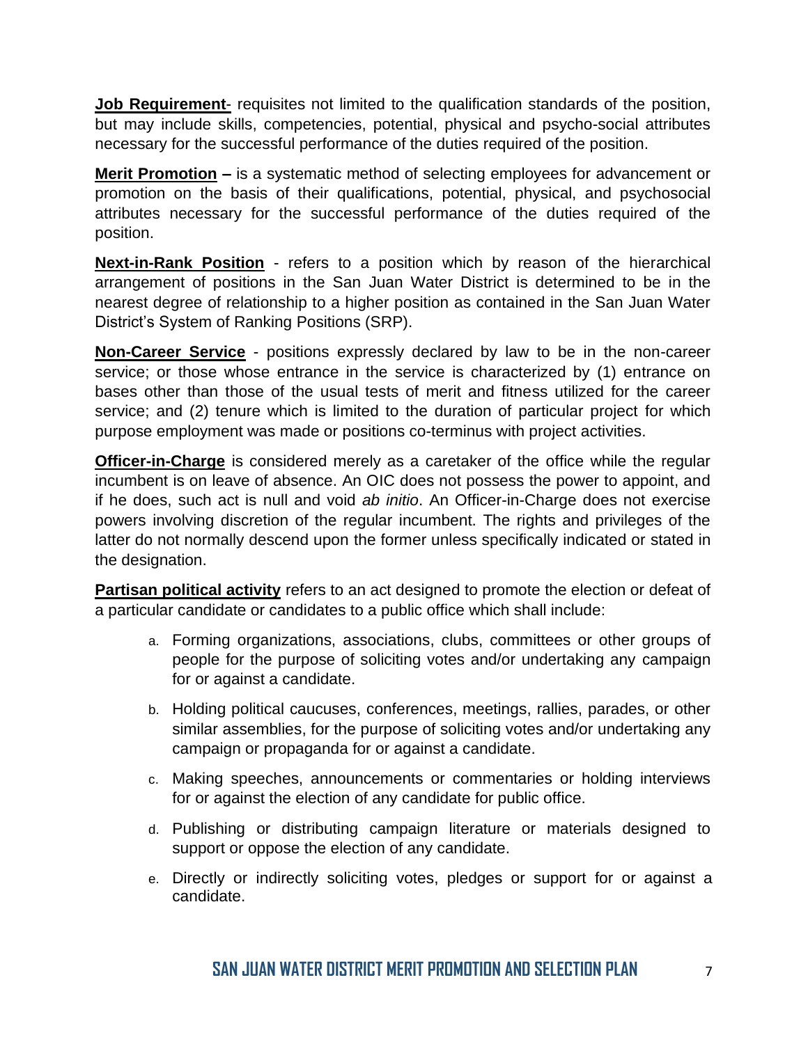**Job Requirement**- requisites not limited to the qualification standards of the position, but may include skills, competencies, potential, physical and psycho-social attributes necessary for the successful performance of the duties required of the position.

**Merit Promotion –** is a systematic method of selecting employees for advancement or promotion on the basis of their qualifications, potential, physical, and psychosocial attributes necessary for the successful performance of the duties required of the position.

**Next-in-Rank Position** - refers to a position which by reason of the hierarchical arrangement of positions in the San Juan Water District is determined to be in the nearest degree of relationship to a higher position as contained in the San Juan Water District's System of Ranking Positions (SRP).

**Non-Career Service** - positions expressly declared by law to be in the non-career service; or those whose entrance in the service is characterized by (1) entrance on bases other than those of the usual tests of merit and fitness utilized for the career service; and (2) tenure which is limited to the duration of particular project for which purpose employment was made or positions co-terminus with project activities.

**Officer-in-Charge** is considered merely as a caretaker of the office while the regular incumbent is on leave of absence. An OIC does not possess the power to appoint, and if he does, such act is null and void *ab initio*. An Officer-in-Charge does not exercise powers involving discretion of the regular incumbent. The rights and privileges of the latter do not normally descend upon the former unless specifically indicated or stated in the designation.

**Partisan political activity** refers to an act designed to promote the election or defeat of a particular candidate or candidates to a public office which shall include:

a. Forming organizations, associations, clubs, committees or other groups of people for the purpose of soliciting votes and/or undertaking any campaign for or against a candidate.

b. Holding political caucuses, conferences, meetings, rallies, parades, or other similar assemblies, for the purpose of soliciting votes and/or undertaking any campaign or propaganda for or against a candidate.

c. Making speeches, announcements or commentaries or holding interviews for or against the election of any candidate for public office.

d. Publishing or distributing campaign literature or materials designed to support or oppose the election of any candidate.

e. Directly or indirectly soliciting votes, pledges or support for or against a candidate.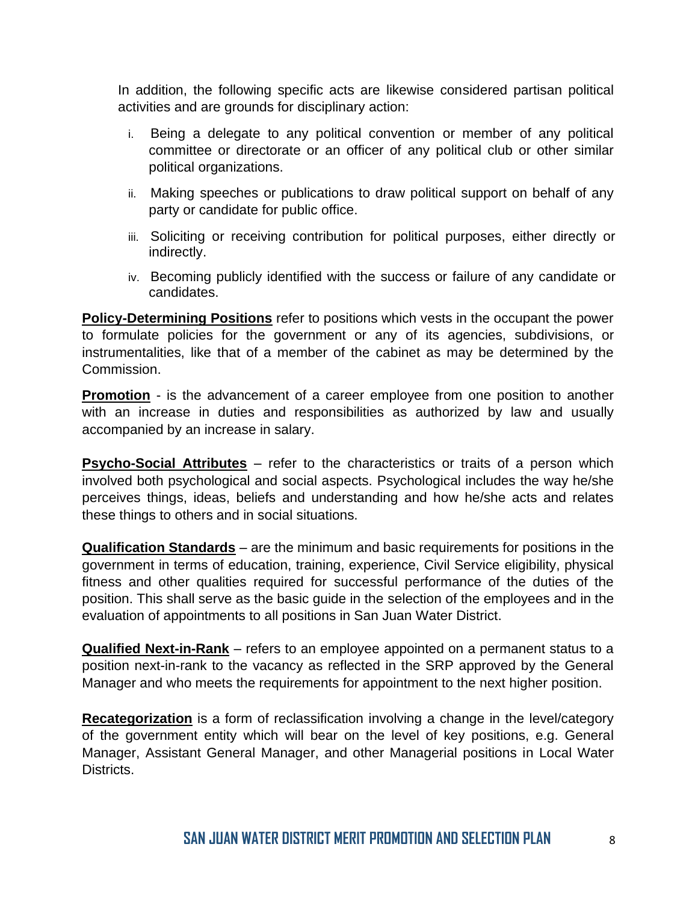In addition, the following specific acts are likewise considered partisan political activities and are grounds for disciplinary action:

i. Being a delegate to any political convention or member of any political committee or directorate or an officer of any political club or other similar political organizations.

ii. Making speeches or publications to draw political support on behalf of any party or candidate for public office.

iii. Soliciting or receiving contribution for political purposes, either directly or indirectly.

iv. Becoming publicly identified with the success or failure of any candidate or candidates.

**Policy-Determining Positions** refer to positions which vests in the occupant the power to formulate policies for the government or any of its agencies, subdivisions, or instrumentalities, like that of a member of the cabinet as may be determined by the Commission.

**Promotion** - is the advancement of a career employee from one position to another with an increase in duties and responsibilities as authorized by law and usually accompanied by an increase in salary.

**Psycho-Social Attributes** – refer to the characteristics or traits of a person which involved both psychological and social aspects. Psychological includes the way he/she perceives things, ideas, beliefs and understanding and how he/she acts and relates these things to others and in social situations.

**Qualification Standards** – are the minimum and basic requirements for positions in the government in terms of education, training, experience, Civil Service eligibility, physical fitness and other qualities required for successful performance of the duties of the position. This shall serve as the basic guide in the selection of the employees and in the evaluation of appointments to all positions in San Juan Water District.

**Qualified Next-in-Rank** – refers to an employee appointed on a permanent status to a position next-in-rank to the vacancy as reflected in the SRP approved by the General Manager and who meets the requirements for appointment to the next higher position.

**Recategorization** is a form of reclassification involving a change in the level/category of the government entity which will bear on the level of key positions, e.g. General Manager, Assistant General Manager, and other Managerial positions in Local Water Districts.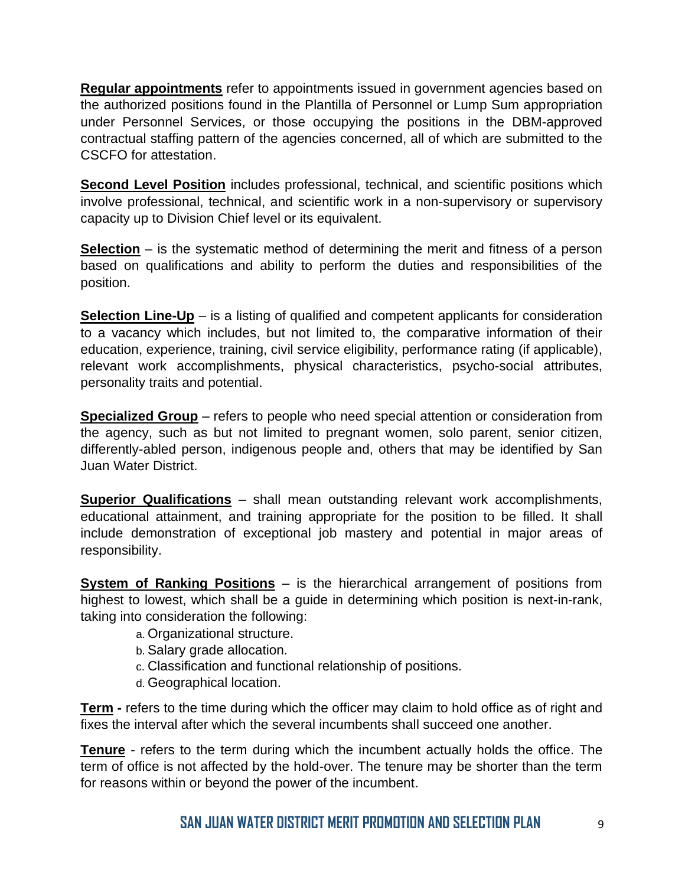**Regular appointments** refer to appointments issued in government agencies based on the authorized positions found in the Plantilla of Personnel or Lump Sum appropriation under Personnel Services, or those occupying the positions in the DBM-approved contractual staffing pattern of the agencies concerned, all of which are submitted to the CSCFO for attestation.

**Second Level Position** includes professional, technical, and scientific positions which involve professional, technical, and scientific work in a non-supervisory or supervisory capacity up to Division Chief level or its equivalent.

**Selection** – is the systematic method of determining the merit and fitness of a person based on qualifications and ability to perform the duties and responsibilities of the position.

**Selection Line-Up** – is a listing of qualified and competent applicants for consideration to a vacancy which includes, but not limited to, the comparative information of their education, experience, training, civil service eligibility, performance rating (if applicable), relevant work accomplishments, physical characteristics, psycho-social attributes, personality traits and potential.

**Specialized Group** – refers to people who need special attention or consideration from the agency, such as but not limited to pregnant women, solo parent, senior citizen, differently-abled person, indigenous people and, others that may be identified by San Juan Water District.

**Superior Qualifications** – shall mean outstanding relevant work accomplishments, educational attainment, and training appropriate for the position to be filled. It shall include demonstration of exceptional job mastery and potential in major areas of responsibility.

**System of Ranking Positions** – is the hierarchical arrangement of positions from highest to lowest, which shall be a guide in determining which position is next-in-rank, taking into consideration the following:

a. Organizational structure.
b. Salary grade allocation.
c. Classification and functional relationship of positions.
d. Geographical location.

**Term -** refers to the time during which the officer may claim to hold office as of right and fixes the interval after which the several incumbents shall succeed one another.

**Tenure** - refers to the term during which the incumbent actually holds the office. The term of office is not affected by the hold-over. The tenure may be shorter than the term for reasons within or beyond the power of the incumbent.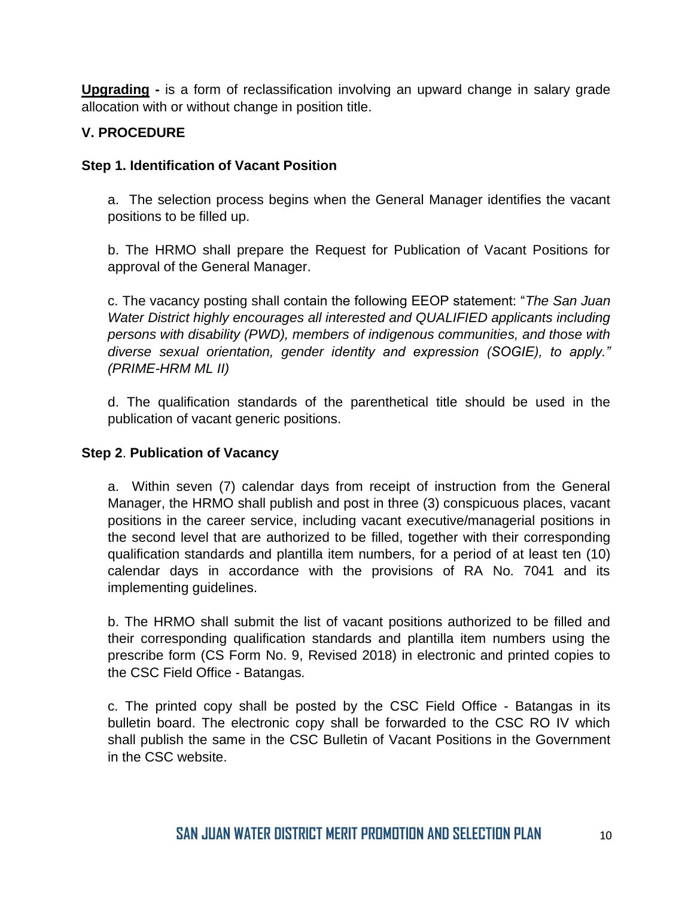**<u>Upgrading</u>** **-** is a form of reclassification involving an upward change in salary grade allocation with or without change in position title.

## V. PROCEDURE

### Step 1. Identification of Vacant Position

a. The selection process begins when the General Manager identifies the vacant positions to be filled up.

b. The HRMO shall prepare the Request for Publication of Vacant Positions for approval of the General Manager.

c. The vacancy posting shall contain the following EEOP statement: "*The San Juan Water District highly encourages all interested and QUALIFIED applicants including persons with disability (PWD), members of indigenous communities, and those with diverse sexual orientation, gender identity and expression (SOGIE), to apply." (PRIME-HRM ML II)*

d. The qualification standards of the parenthetical title should be used in the publication of vacant generic positions.

### Step 2. Publication of Vacancy

a. Within seven (7) calendar days from receipt of instruction from the General Manager, the HRMO shall publish and post in three (3) conspicuous places, vacant positions in the career service, including vacant executive/managerial positions in the second level that are authorized to be filled, together with their corresponding qualification standards and plantilla item numbers, for a period of at least ten (10) calendar days in accordance with the provisions of RA No. 7041 and its implementing guidelines.

b. The HRMO shall submit the list of vacant positions authorized to be filled and their corresponding qualification standards and plantilla item numbers using the prescribe form (CS Form No. 9, Revised 2018) in electronic and printed copies to the CSC Field Office - Batangas.

c. The printed copy shall be posted by the CSC Field Office - Batangas in its bulletin board. The electronic copy shall be forwarded to the CSC RO IV which shall publish the same in the CSC Bulletin of Vacant Positions in the Government in the CSC website.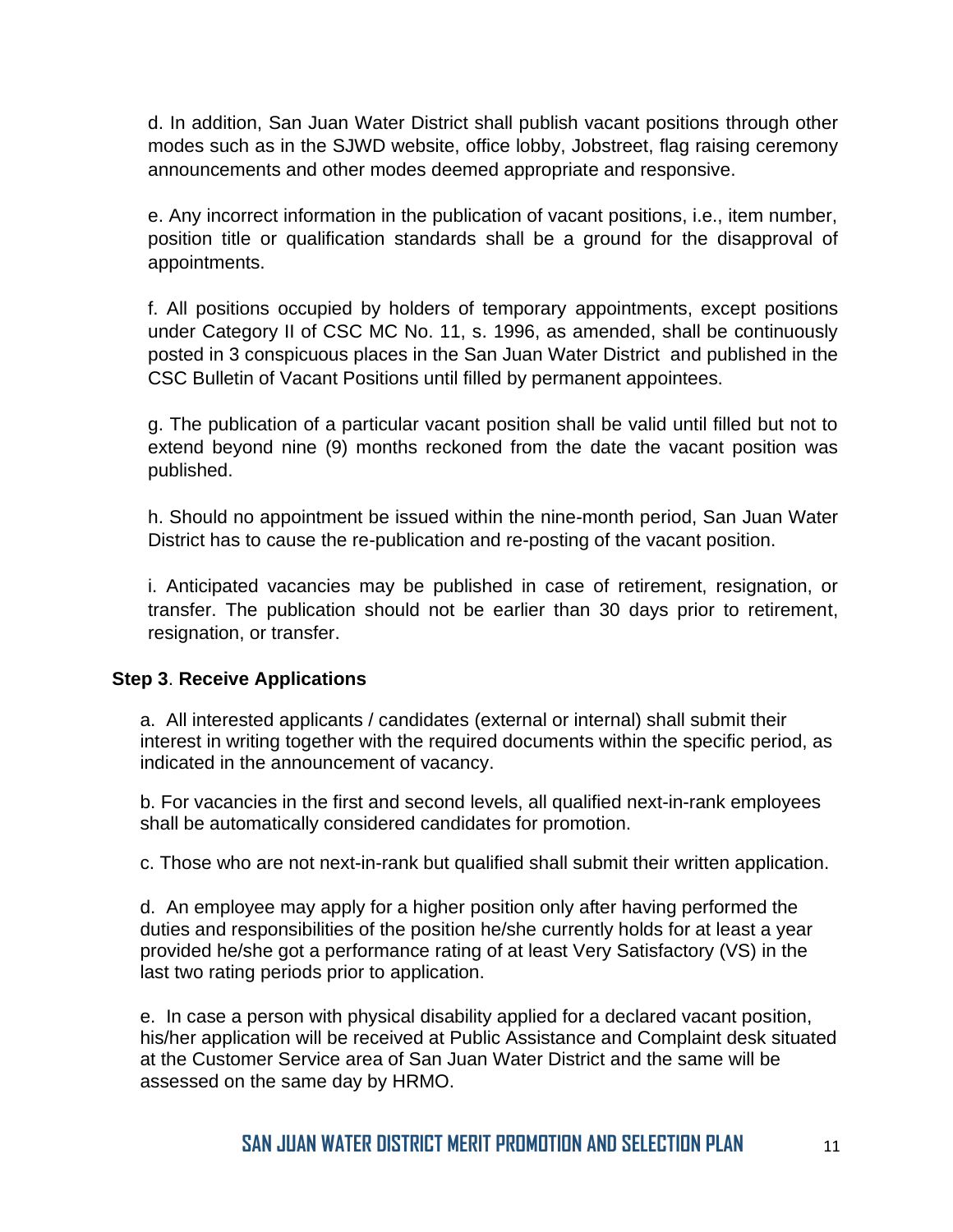d. In addition, San Juan Water District shall publish vacant positions through other modes such as in the SJWD website, office lobby, Jobstreet, flag raising ceremony announcements and other modes deemed appropriate and responsive.

e. Any incorrect information in the publication of vacant positions, i.e., item number, position title or qualification standards shall be a ground for the disapproval of appointments.

f. All positions occupied by holders of temporary appointments, except positions under Category II of CSC MC No. 11, s. 1996, as amended, shall be continuously posted in 3 conspicuous places in the San Juan Water District and published in the CSC Bulletin of Vacant Positions until filled by permanent appointees.

g. The publication of a particular vacant position shall be valid until filled but not to extend beyond nine (9) months reckoned from the date the vacant position was published.

h. Should no appointment be issued within the nine-month period, San Juan Water District has to cause the re-publication and re-posting of the vacant position.

i. Anticipated vacancies may be published in case of retirement, resignation, or transfer. The publication should not be earlier than 30 days prior to retirement, resignation, or transfer.

**Step 3**. **Receive Applications**

a. All interested applicants / candidates (external or internal) shall submit their interest in writing together with the required documents within the specific period, as indicated in the announcement of vacancy.

b. For vacancies in the first and second levels, all qualified next-in-rank employees shall be automatically considered candidates for promotion.

c. Those who are not next-in-rank but qualified shall submit their written application.

d. An employee may apply for a higher position only after having performed the duties and responsibilities of the position he/she currently holds for at least a year provided he/she got a performance rating of at least Very Satisfactory (VS) in the last two rating periods prior to application.

e. In case a person with physical disability applied for a declared vacant position, his/her application will be received at Public Assistance and Complaint desk situated at the Customer Service area of San Juan Water District and the same will be assessed on the same day by HRMO.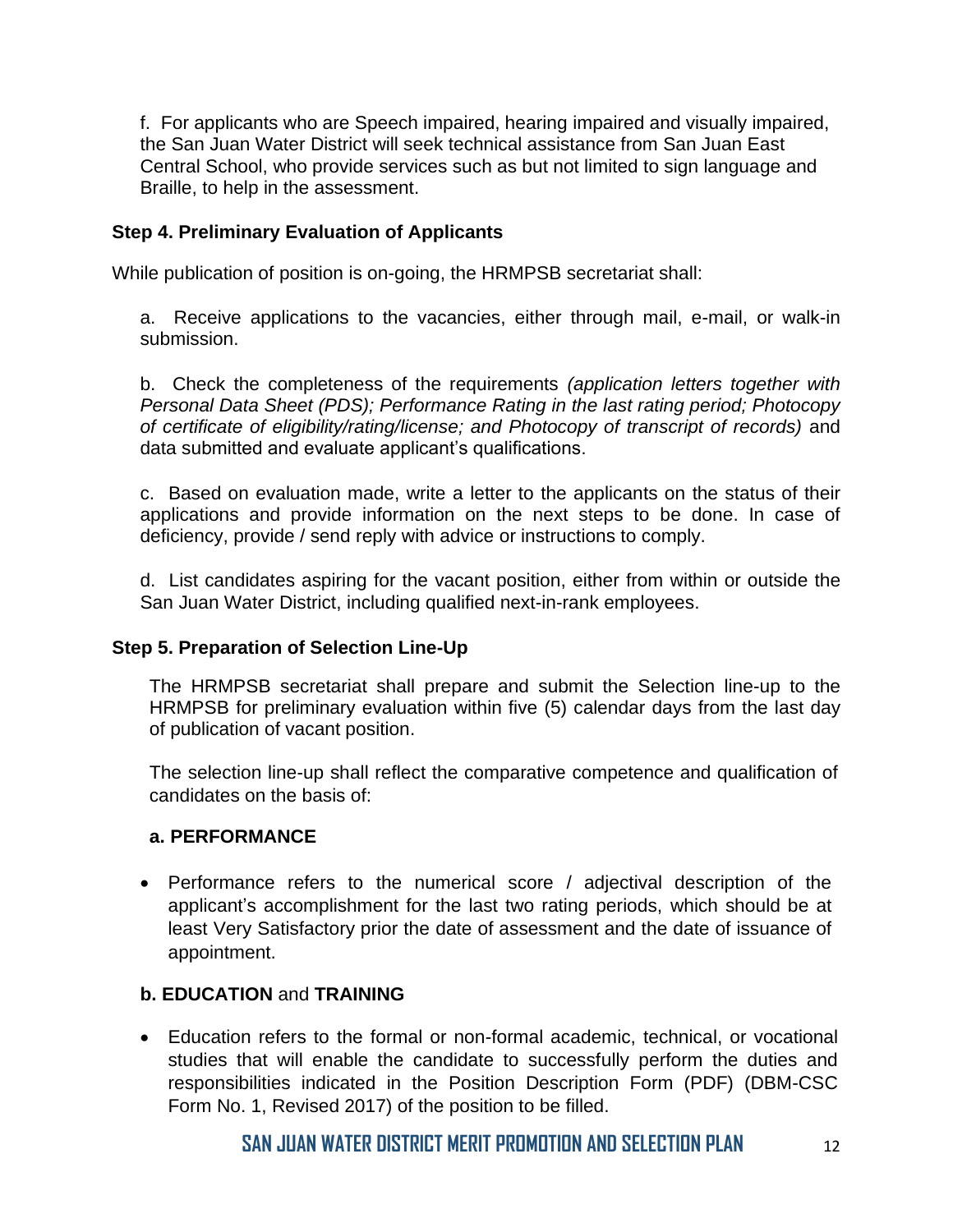f. For applicants who are Speech impaired, hearing impaired and visually impaired, the San Juan Water District will seek technical assistance from San Juan East Central School, who provide services such as but not limited to sign language and Braille, to help in the assessment.

### Step 4. Preliminary Evaluation of Applicants

While publication of position is on-going, the HRMPSB secretariat shall:

a. Receive applications to the vacancies, either through mail, e-mail, or walk-in submission.

b. Check the completeness of the requirements *(application letters together with Personal Data Sheet (PDS); Performance Rating in the last rating period; Photocopy of certificate of eligibility/rating/license; and Photocopy of transcript of records)* and data submitted and evaluate applicant's qualifications.

c. Based on evaluation made, write a letter to the applicants on the status of their applications and provide information on the next steps to be done. In case of deficiency, provide / send reply with advice or instructions to comply.

d. List candidates aspiring for the vacant position, either from within or outside the San Juan Water District, including qualified next-in-rank employees.

### Step 5. Preparation of Selection Line-Up

The HRMPSB secretariat shall prepare and submit the Selection line-up to the HRMPSB for preliminary evaluation within five (5) calendar days from the last day of publication of vacant position.

The selection line-up shall reflect the comparative competence and qualification of candidates on the basis of:

**a. PERFORMANCE**

- Performance refers to the numerical score / adjectival description of the applicant's accomplishment for the last two rating periods, which should be at least Very Satisfactory prior the date of assessment and the date of issuance of appointment.

**b. EDUCATION** and **TRAINING**

- Education refers to the formal or non-formal academic, technical, or vocational studies that will enable the candidate to successfully perform the duties and responsibilities indicated in the Position Description Form (PDF) (DBM-CSC Form No. 1, Revised 2017) of the position to be filled.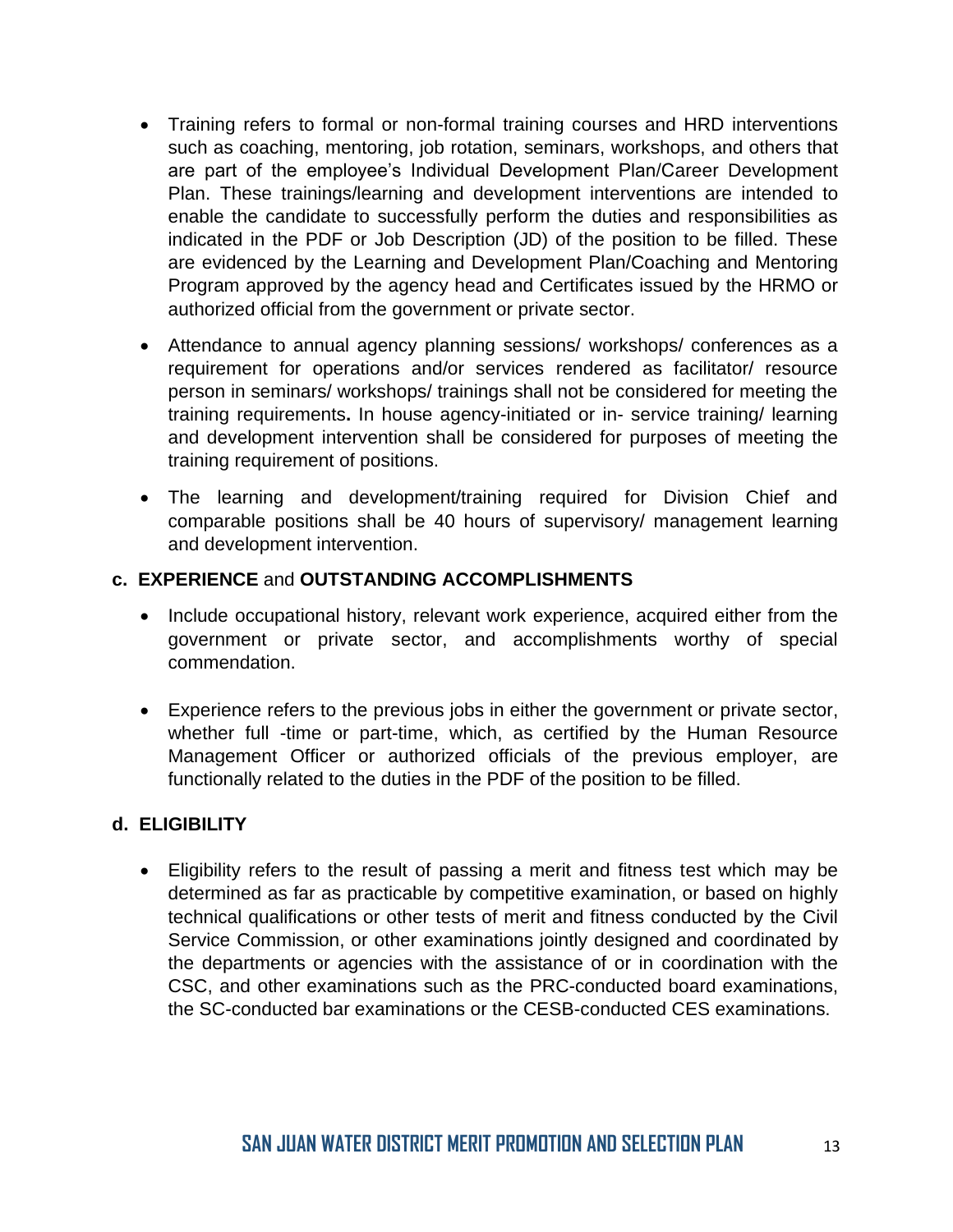- Training refers to formal or non-formal training courses and HRD interventions such as coaching, mentoring, job rotation, seminars, workshops, and others that are part of the employee's Individual Development Plan/Career Development Plan. These trainings/learning and development interventions are intended to enable the candidate to successfully perform the duties and responsibilities as indicated in the PDF or Job Description (JD) of the position to be filled. These are evidenced by the Learning and Development Plan/Coaching and Mentoring Program approved by the agency head and Certificates issued by the HRMO or authorized official from the government or private sector.

- Attendance to annual agency planning sessions/ workshops/ conferences as a requirement for operations and/or services rendered as facilitator/ resource person in seminars/ workshops/ trainings shall not be considered for meeting the training requirements**.** In house agency-initiated or in- service training/ learning and development intervention shall be considered for purposes of meeting the training requirement of positions.

- The learning and development/training required for Division Chief and comparable positions shall be 40 hours of supervisory/ management learning and development intervention.

**c. EXPERIENCE** and **OUTSTANDING ACCOMPLISHMENTS**

- Include occupational history, relevant work experience, acquired either from the government or private sector, and accomplishments worthy of special commendation.

- Experience refers to the previous jobs in either the government or private sector, whether full -time or part-time, which, as certified by the Human Resource Management Officer or authorized officials of the previous employer, are functionally related to the duties in the PDF of the position to be filled.

**d. ELIGIBILITY**

- Eligibility refers to the result of passing a merit and fitness test which may be determined as far as practicable by competitive examination, or based on highly technical qualifications or other tests of merit and fitness conducted by the Civil Service Commission, or other examinations jointly designed and coordinated by the departments or agencies with the assistance of or in coordination with the CSC, and other examinations such as the PRC-conducted board examinations, the SC-conducted bar examinations or the CESB-conducted CES examinations.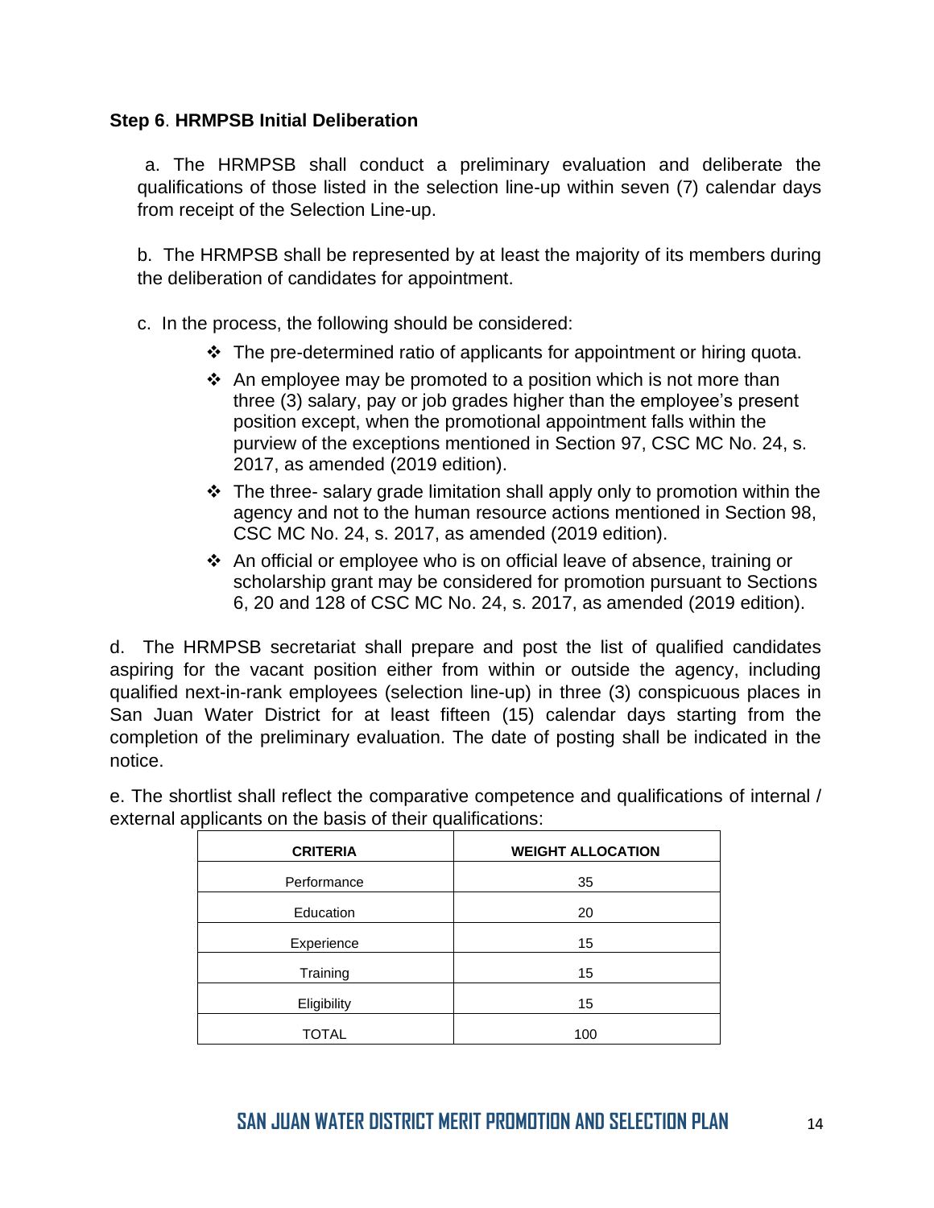**Step 6**. **HRMPSB Initial Deliberation**

a. The HRMPSB shall conduct a preliminary evaluation and deliberate the qualifications of those listed in the selection line-up within seven (7) calendar days from receipt of the Selection Line-up.

b. The HRMPSB shall be represented by at least the majority of its members during the deliberation of candidates for appointment.

c. In the process, the following should be considered:

- ❖ The pre-determined ratio of applicants for appointment or hiring quota.
- ❖ An employee may be promoted to a position which is not more than three (3) salary, pay or job grades higher than the employee's present position except, when the promotional appointment falls within the purview of the exceptions mentioned in Section 97, CSC MC No. 24, s. 2017, as amended (2019 edition).
- ❖ The three- salary grade limitation shall apply only to promotion within the agency and not to the human resource actions mentioned in Section 98, CSC MC No. 24, s. 2017, as amended (2019 edition).
- ❖ An official or employee who is on official leave of absence, training or scholarship grant may be considered for promotion pursuant to Sections 6, 20 and 128 of CSC MC No. 24, s. 2017, as amended (2019 edition).

d. The HRMPSB secretariat shall prepare and post the list of qualified candidates aspiring for the vacant position either from within or outside the agency, including qualified next-in-rank employees (selection line-up) in three (3) conspicuous places in San Juan Water District for at least fifteen (15) calendar days starting from the completion of the preliminary evaluation. The date of posting shall be indicated in the notice.

e. The shortlist shall reflect the comparative competence and qualifications of internal / external applicants on the basis of their qualifications:

| CRITERIA | WEIGHT ALLOCATION |
|---|---|
| Performance | 35 |
| Education | 20 |
| Experience | 15 |
| Training | 15 |
| Eligibility | 15 |
| TOTAL | 100 |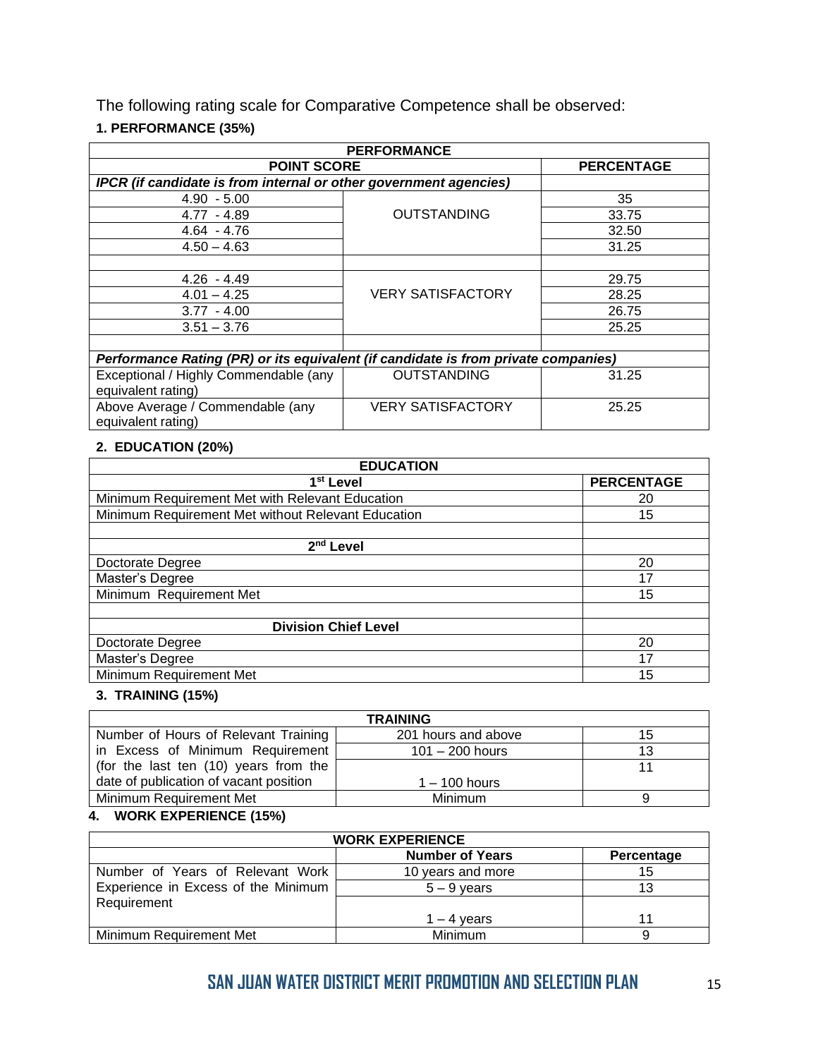The following rating scale for Comparative Competence shall be observed:

**1. PERFORMANCE (35%)**

| PERFORMANCE | | |
|---|---|---|
| **POINT SCORE** | | **PERCENTAGE** |
| ***IPCR (if candidate is from internal or other government agencies)*** | | |
| 4.90 - 5.00 | OUTSTANDING | 35 |
| 4.77 - 4.89 | | 33.75 |
| 4.64 - 4.76 | | 32.50 |
| 4.50 – 4.63 | | 31.25 |
| | | |
| 4.26 - 4.49 | VERY SATISFACTORY | 29.75 |
| 4.01 – 4.25 | | 28.25 |
| 3.77 - 4.00 | | 26.75 |
| 3.51 – 3.76 | | 25.25 |
| | | |
| ***Performance Rating (PR) or its equivalent (if candidate is from private companies)*** | | |
| Exceptional / Highly Commendable (any equivalent rating) | OUTSTANDING | 31.25 |
| Above Average / Commendable (any equivalent rating) | VERY SATISFACTORY | 25.25 |

**2. EDUCATION (20%)**

| EDUCATION | |
|---|---|
| **1st Level** | **PERCENTAGE** |
| Minimum Requirement Met with Relevant Education | 20 |
| Minimum Requirement Met without Relevant Education | 15 |
| | |
| **2nd Level** | |
| Doctorate Degree | 20 |
| Master's Degree | 17 |
| Minimum Requirement Met | 15 |
| | |
| **Division Chief Level** | |
| Doctorate Degree | 20 |
| Master's Degree | 17 |
| Minimum Requirement Met | 15 |

**3. TRAINING (15%)**

| TRAINING | | |
|---|---|---|
| Number of Hours of Relevant Training in Excess of Minimum Requirement (for the last ten (10) years from the date of publication of vacant position | 201 hours and above | 15 |
| | 101 – 200 hours | 13 |
| | 1 – 100 hours | 11 |
| Minimum Requirement Met | Minimum | 9 |

**4. WORK EXPERIENCE (15%)**

| WORK EXPERIENCE | | |
|---|---|---|
| | **Number of Years** | **Percentage** |
| Number of Years of Relevant Work Experience in Excess of the Minimum Requirement | 10 years and more | 15 |
| | 5 – 9 years | 13 |
| | 1 – 4 years | 11 |
| Minimum Requirement Met | Minimum | 9 |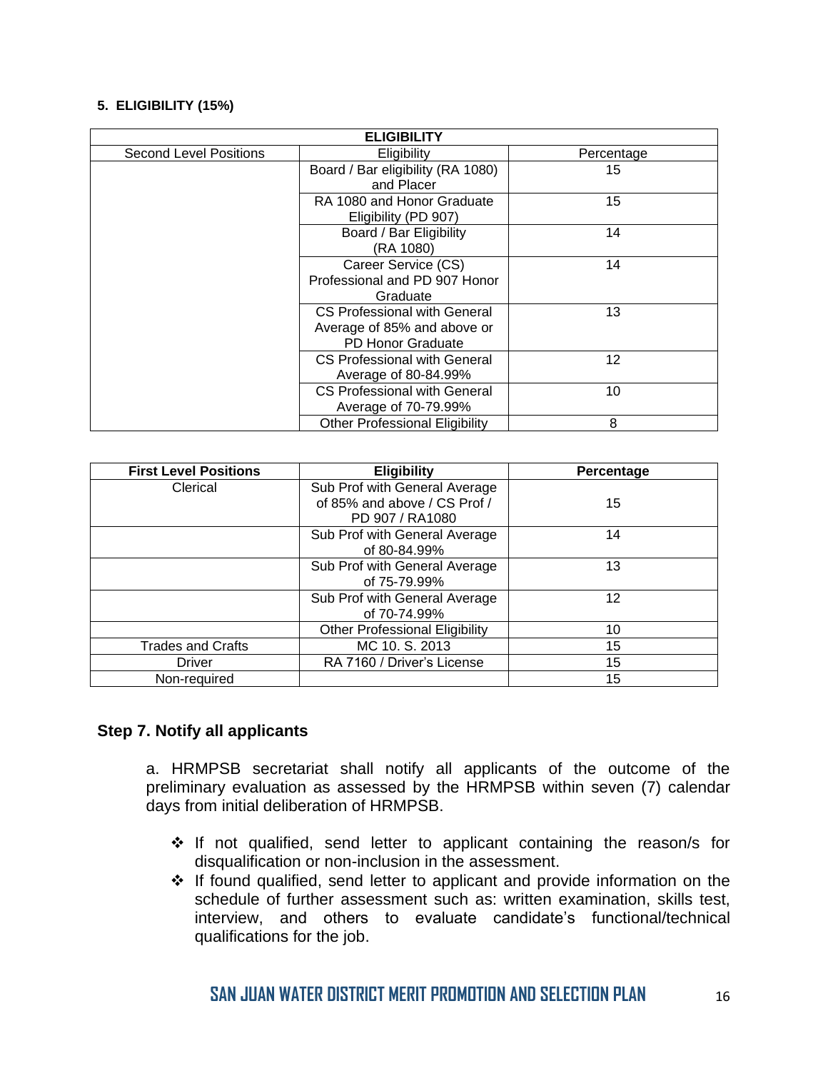**5. ELIGIBILITY (15%)**

| ELIGIBILITY | | |
|---|---|---|
| Second Level Positions | Eligibility | Percentage |
| | Board / Bar eligibility (RA 1080) and Placer | 15 |
| | RA 1080 and Honor Graduate Eligibility (PD 907) | 15 |
| | Board / Bar Eligibility (RA 1080) | 14 |
| | Career Service (CS) Professional and PD 907 Honor Graduate | 14 |
| | CS Professional with General Average of 85% and above or PD Honor Graduate | 13 |
| | CS Professional with General Average of 80-84.99% | 12 |
| | CS Professional with General Average of 70-79.99% | 10 |
| | Other Professional Eligibility | 8 |

| First Level Positions | Eligibility | Percentage |
|---|---|---|
| Clerical | Sub Prof with General Average of 85% and above / CS Prof / PD 907 / RA1080 | 15 |
| | Sub Prof with General Average of 80-84.99% | 14 |
| | Sub Prof with General Average of 75-79.99% | 13 |
| | Sub Prof with General Average of 70-74.99% | 12 |
| | Other Professional Eligibility | 10 |
| Trades and Crafts | MC 10. S. 2013 | 15 |
| Driver | RA 7160 / Driver's License | 15 |
| Non-required | | 15 |

## Step 7. Notify all applicants

a. HRMPSB secretariat shall notify all applicants of the outcome of the preliminary evaluation as assessed by the HRMPSB within seven (7) calendar days from initial deliberation of HRMPSB.

- ❖ If not qualified, send letter to applicant containing the reason/s for disqualification or non-inclusion in the assessment.
- ❖ If found qualified, send letter to applicant and provide information on the schedule of further assessment such as: written examination, skills test, interview, and others to evaluate candidate's functional/technical qualifications for the job.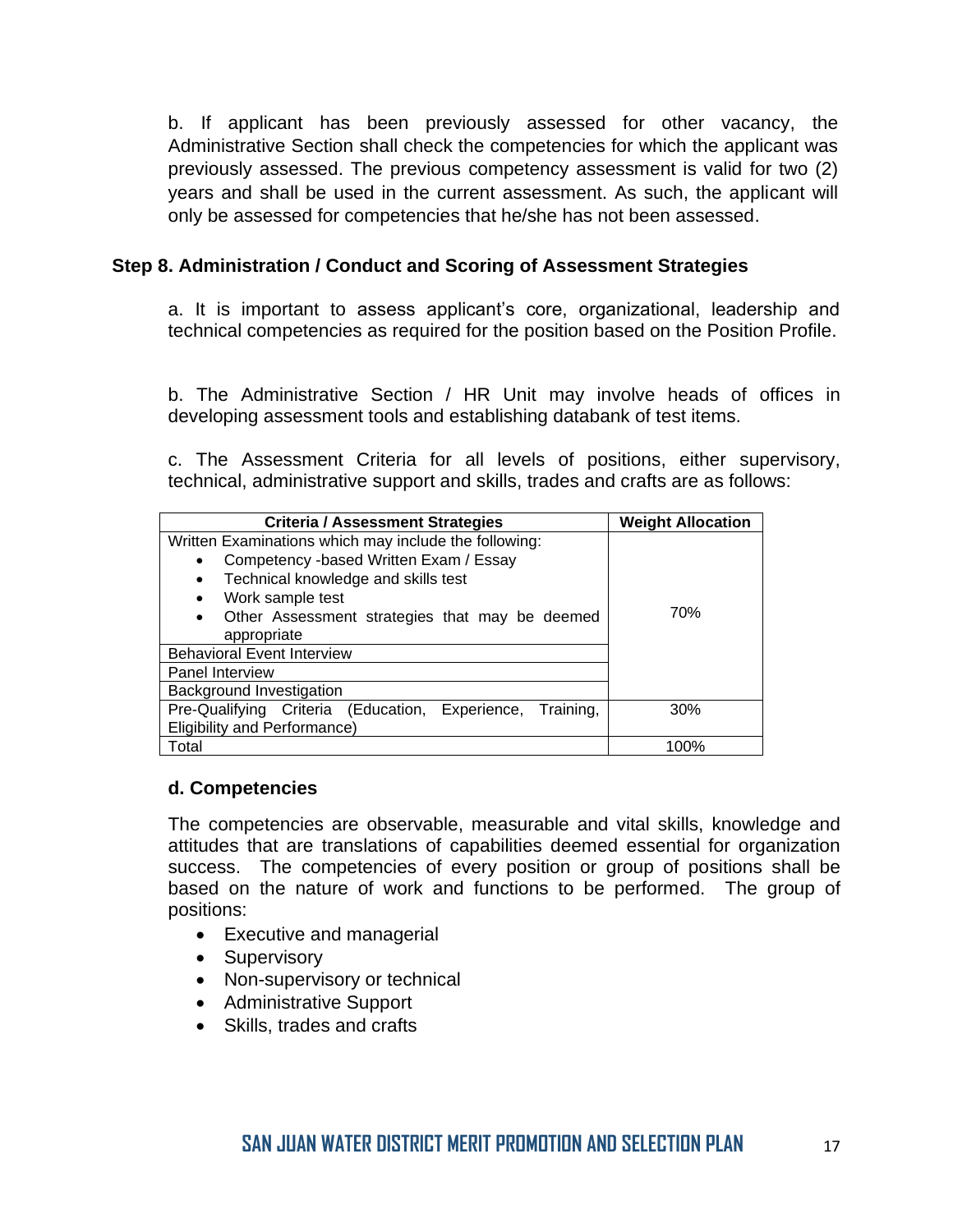b. If applicant has been previously assessed for other vacancy, the Administrative Section shall check the competencies for which the applicant was previously assessed. The previous competency assessment is valid for two (2) years and shall be used in the current assessment. As such, the applicant will only be assessed for competencies that he/she has not been assessed.

### Step 8. Administration / Conduct and Scoring of Assessment Strategies

a. It is important to assess applicant's core, organizational, leadership and technical competencies as required for the position based on the Position Profile.

b. The Administrative Section / HR Unit may involve heads of offices in developing assessment tools and establishing databank of test items.

c. The Assessment Criteria for all levels of positions, either supervisory, technical, administrative support and skills, trades and crafts are as follows:

| Criteria / Assessment Strategies | Weight Allocation |
|---|---|
| Written Examinations which may include the following:<br>• Competency -based Written Exam / Essay<br>• Technical knowledge and skills test<br>• Work sample test<br>• Other Assessment strategies that may be deemed appropriate | 70% |
| Behavioral Event Interview | |
| Panel Interview | |
| Background Investigation | |
| Pre-Qualifying Criteria (Education, Experience, Training, Eligibility and Performance) | 30% |
| Total | 100% |

#### d. Competencies

The competencies are observable, measurable and vital skills, knowledge and attitudes that are translations of capabilities deemed essential for organization success. The competencies of every position or group of positions shall be based on the nature of work and functions to be performed. The group of positions:

- Executive and managerial
- Supervisory
- Non-supervisory or technical
- Administrative Support
- Skills, trades and crafts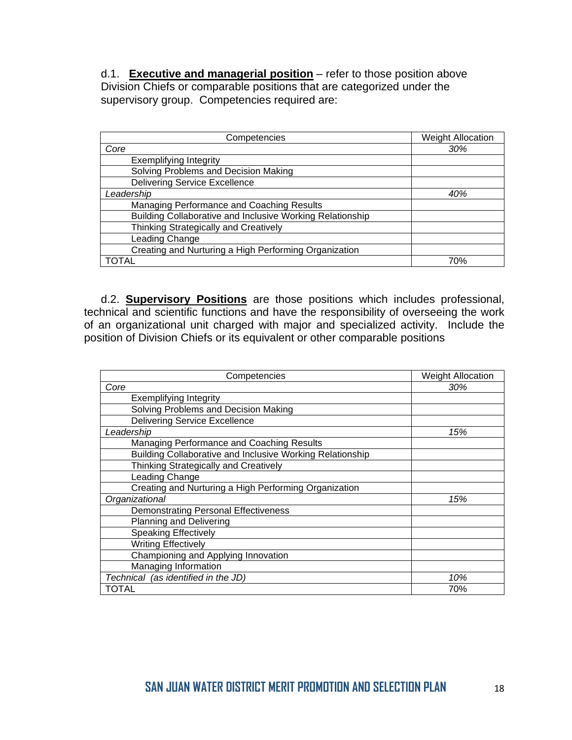d.1. **<u>Executive and managerial position</u>** – refer to those position above Division Chiefs or comparable positions that are categorized under the supervisory group. Competencies required are:

| Competencies | Weight Allocation |
|---|---|
| *Core* | *30%* |
| Exemplifying Integrity | |
| Solving Problems and Decision Making | |
| Delivering Service Excellence | |
| *Leadership* | *40%* |
| Managing Performance and Coaching Results | |
| Building Collaborative and Inclusive Working Relationship | |
| Thinking Strategically and Creatively | |
| Leading Change | |
| Creating and Nurturing a High Performing Organization | |
| TOTAL | 70% |

d.2. **<u>Supervisory Positions</u>** are those positions which includes professional, technical and scientific functions and have the responsibility of overseeing the work of an organizational unit charged with major and specialized activity. Include the position of Division Chiefs or its equivalent or other comparable positions

| Competencies | Weight Allocation |
|---|---|
| *Core* | *30%* |
| Exemplifying Integrity | |
| Solving Problems and Decision Making | |
| Delivering Service Excellence | |
| *Leadership* | *15%* |
| Managing Performance and Coaching Results | |
| Building Collaborative and Inclusive Working Relationship | |
| Thinking Strategically and Creatively | |
| Leading Change | |
| Creating and Nurturing a High Performing Organization | |
| *Organizational* | *15%* |
| Demonstrating Personal Effectiveness | |
| Planning and Delivering | |
| Speaking Effectively | |
| Writing Effectively | |
| Championing and Applying Innovation | |
| Managing Information | |
| *Technical (as identified in the JD)* | *10%* |
| TOTAL | 70% |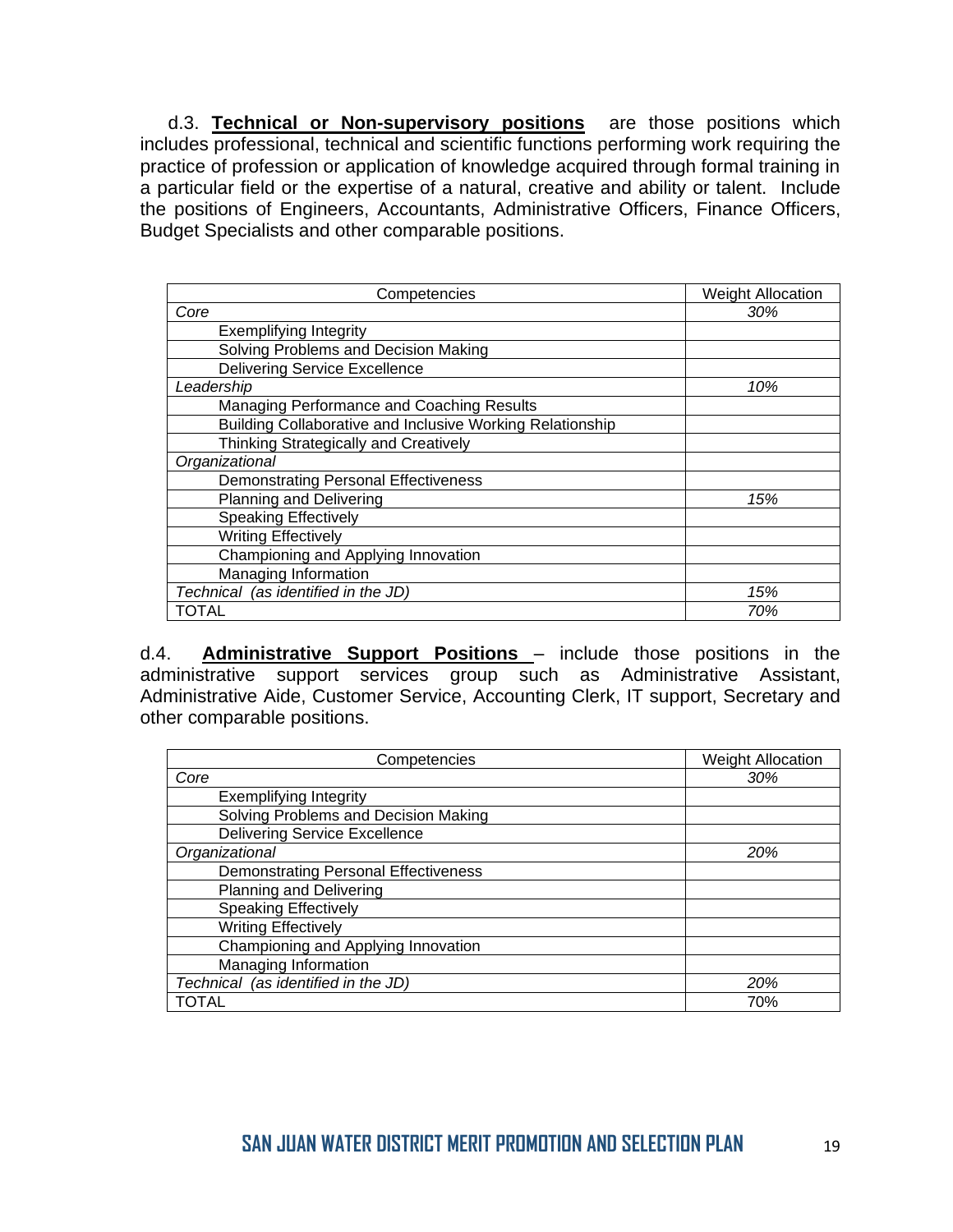d.3. **Technical or Non-supervisory positions** are those positions which includes professional, technical and scientific functions performing work requiring the practice of profession or application of knowledge acquired through formal training in a particular field or the expertise of a natural, creative and ability or talent. Include the positions of Engineers, Accountants, Administrative Officers, Finance Officers, Budget Specialists and other comparable positions.

| Competencies | Weight Allocation |
|---|---|
| *Core* | *30%* |
| Exemplifying Integrity | |
| Solving Problems and Decision Making | |
| Delivering Service Excellence | |
| *Leadership* | *10%* |
| Managing Performance and Coaching Results | |
| Building Collaborative and Inclusive Working Relationship | |
| Thinking Strategically and Creatively | |
| *Organizational* | |
| Demonstrating Personal Effectiveness | |
| Planning and Delivering | *15%* |
| Speaking Effectively | |
| Writing Effectively | |
| Championing and Applying Innovation | |
| Managing Information | |
| *Technical (as identified in the JD)* | *15%* |
| TOTAL | *70%* |

d.4. **Administrative Support Positions** – include those positions in the administrative support services group such as Administrative Assistant, Administrative Aide, Customer Service, Accounting Clerk, IT support, Secretary and other comparable positions.

| Competencies | Weight Allocation |
|---|---|
| *Core* | *30%* |
| Exemplifying Integrity | |
| Solving Problems and Decision Making | |
| Delivering Service Excellence | |
| *Organizational* | *20%* |
| Demonstrating Personal Effectiveness | |
| Planning and Delivering | |
| Speaking Effectively | |
| Writing Effectively | |
| Championing and Applying Innovation | |
| Managing Information | |
| *Technical (as identified in the JD)* | *20%* |
| TOTAL | 70% |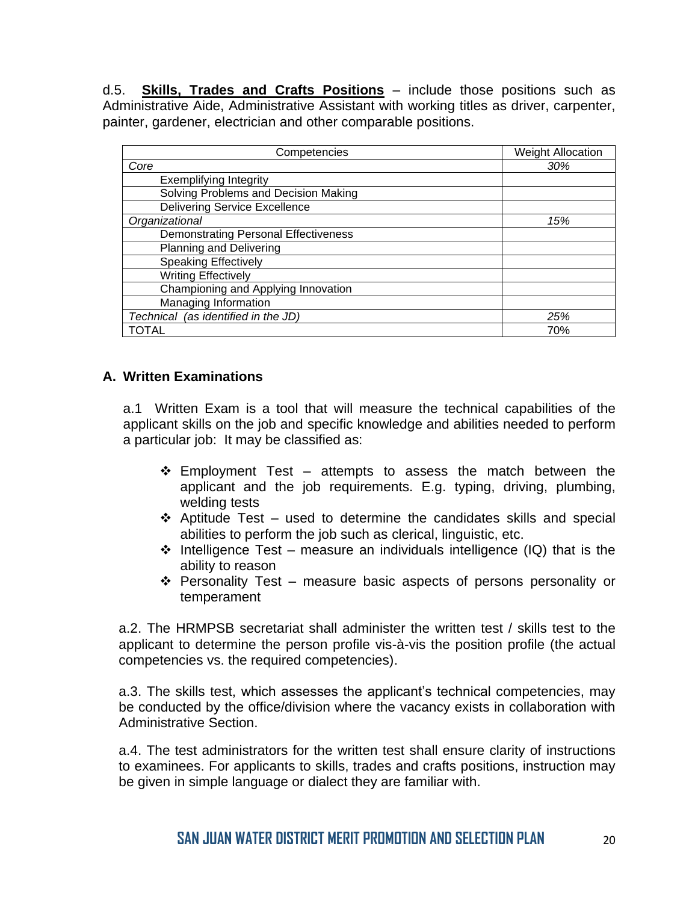d.5. **<u>Skills, Trades and Crafts Positions</u>** – include those positions such as Administrative Aide, Administrative Assistant with working titles as driver, carpenter, painter, gardener, electrician and other comparable positions.

| Competencies | Weight Allocation |
|---|---|
| *Core* | *30%* |
| Exemplifying Integrity | |
| Solving Problems and Decision Making | |
| Delivering Service Excellence | |
| *Organizational* | *15%* |
| Demonstrating Personal Effectiveness | |
| Planning and Delivering | |
| Speaking Effectively | |
| Writing Effectively | |
| Championing and Applying Innovation | |
| Managing Information | |
| *Technical (as identified in the JD)* | *25%* |
| TOTAL | 70% |

**A. Written Examinations**

a.1 Written Exam is a tool that will measure the technical capabilities of the applicant skills on the job and specific knowledge and abilities needed to perform a particular job: It may be classified as:

- ❖ Employment Test – attempts to assess the match between the applicant and the job requirements. E.g. typing, driving, plumbing, welding tests
- ❖ Aptitude Test – used to determine the candidates skills and special abilities to perform the job such as clerical, linguistic, etc.
- ❖ Intelligence Test – measure an individuals intelligence (IQ) that is the ability to reason
- ❖ Personality Test – measure basic aspects of persons personality or temperament

a.2. The HRMPSB secretariat shall administer the written test / skills test to the applicant to determine the person profile vis-à-vis the position profile (the actual competencies vs. the required competencies).

a.3. The skills test, which assesses the applicant's technical competencies, may be conducted by the office/division where the vacancy exists in collaboration with Administrative Section.

a.4. The test administrators for the written test shall ensure clarity of instructions to examinees. For applicants to skills, trades and crafts positions, instruction may be given in simple language or dialect they are familiar with.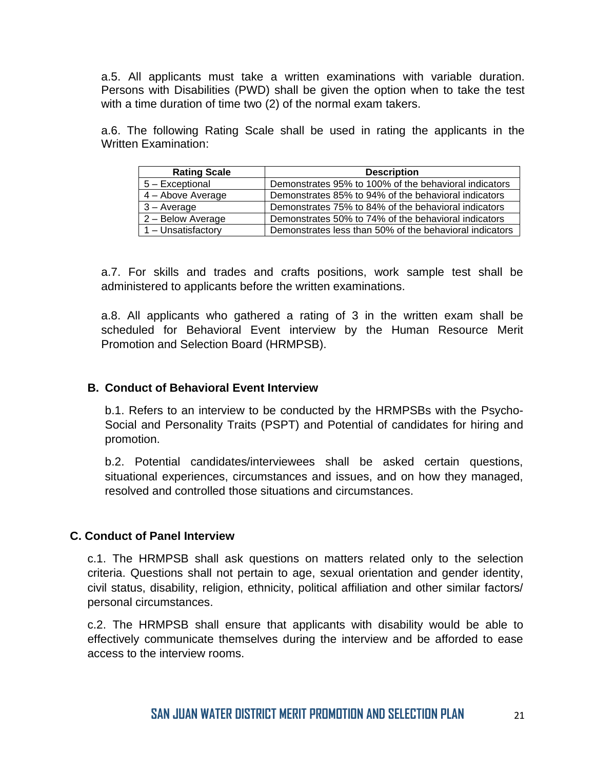a.5. All applicants must take a written examinations with variable duration. Persons with Disabilities (PWD) shall be given the option when to take the test with a time duration of time two (2) of the normal exam takers.

a.6. The following Rating Scale shall be used in rating the applicants in the Written Examination:

| Rating Scale | Description |
|---|---|
| 5 – Exceptional | Demonstrates 95% to 100% of the behavioral indicators |
| 4 – Above Average | Demonstrates 85% to 94% of the behavioral indicators |
| 3 – Average | Demonstrates 75% to 84% of the behavioral indicators |
| 2 – Below Average | Demonstrates 50% to 74% of the behavioral indicators |
| 1 – Unsatisfactory | Demonstrates less than 50% of the behavioral indicators |

a.7. For skills and trades and crafts positions, work sample test shall be administered to applicants before the written examinations.

a.8. All applicants who gathered a rating of 3 in the written exam shall be scheduled for Behavioral Event interview by the Human Resource Merit Promotion and Selection Board (HRMPSB).

### B. Conduct of Behavioral Event Interview

b.1. Refers to an interview to be conducted by the HRMPSBs with the Psycho-Social and Personality Traits (PSPT) and Potential of candidates for hiring and promotion.

b.2. Potential candidates/interviewees shall be asked certain questions, situational experiences, circumstances and issues, and on how they managed, resolved and controlled those situations and circumstances.

### C. Conduct of Panel Interview

c.1. The HRMPSB shall ask questions on matters related only to the selection criteria. Questions shall not pertain to age, sexual orientation and gender identity, civil status, disability, religion, ethnicity, political affiliation and other similar factors/ personal circumstances.

c.2. The HRMPSB shall ensure that applicants with disability would be able to effectively communicate themselves during the interview and be afforded to ease access to the interview rooms.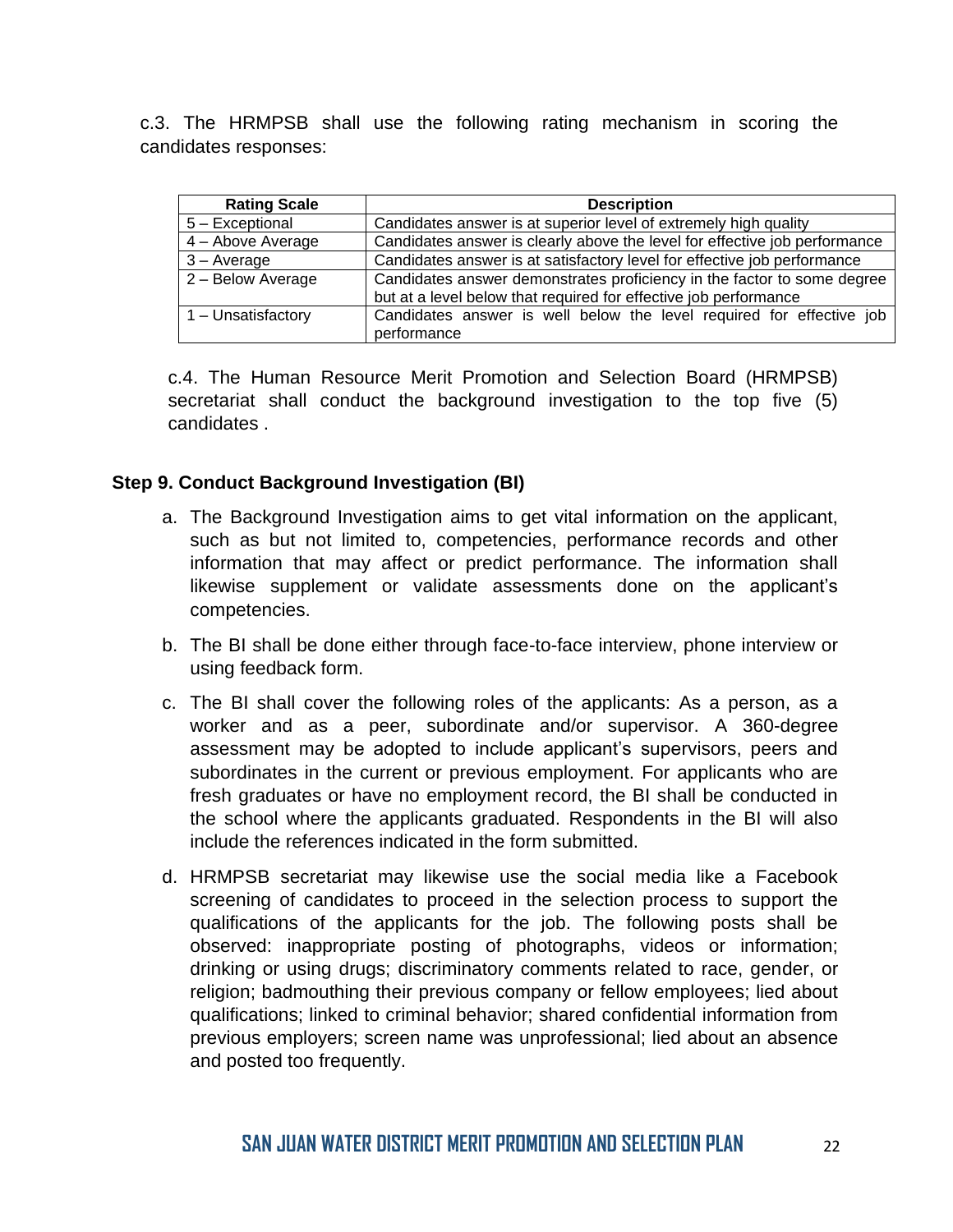c.3. The HRMPSB shall use the following rating mechanism in scoring the candidates responses:

| Rating Scale | Description |
|---|---|
| 5 – Exceptional | Candidates answer is at superior level of extremely high quality |
| 4 – Above Average | Candidates answer is clearly above the level for effective job performance |
| 3 – Average | Candidates answer is at satisfactory level for effective job performance |
| 2 – Below Average | Candidates answer demonstrates proficiency in the factor to some degree but at a level below that required for effective job performance |
| 1 – Unsatisfactory | Candidates answer is well below the level required for effective job performance |

c.4. The Human Resource Merit Promotion and Selection Board (HRMPSB) secretariat shall conduct the background investigation to the top five (5) candidates .

### Step 9. Conduct Background Investigation (BI)

a. The Background Investigation aims to get vital information on the applicant, such as but not limited to, competencies, performance records and other information that may affect or predict performance. The information shall likewise supplement or validate assessments done on the applicant's competencies.

b. The BI shall be done either through face-to-face interview, phone interview or using feedback form.

c. The BI shall cover the following roles of the applicants: As a person, as a worker and as a peer, subordinate and/or supervisor. A 360-degree assessment may be adopted to include applicant's supervisors, peers and subordinates in the current or previous employment. For applicants who are fresh graduates or have no employment record, the BI shall be conducted in the school where the applicants graduated. Respondents in the BI will also include the references indicated in the form submitted.

d. HRMPSB secretariat may likewise use the social media like a Facebook screening of candidates to proceed in the selection process to support the qualifications of the applicants for the job. The following posts shall be observed: inappropriate posting of photographs, videos or information; drinking or using drugs; discriminatory comments related to race, gender, or religion; badmouthing their previous company or fellow employees; lied about qualifications; linked to criminal behavior; shared confidential information from previous employers; screen name was unprofessional; lied about an absence and posted too frequently.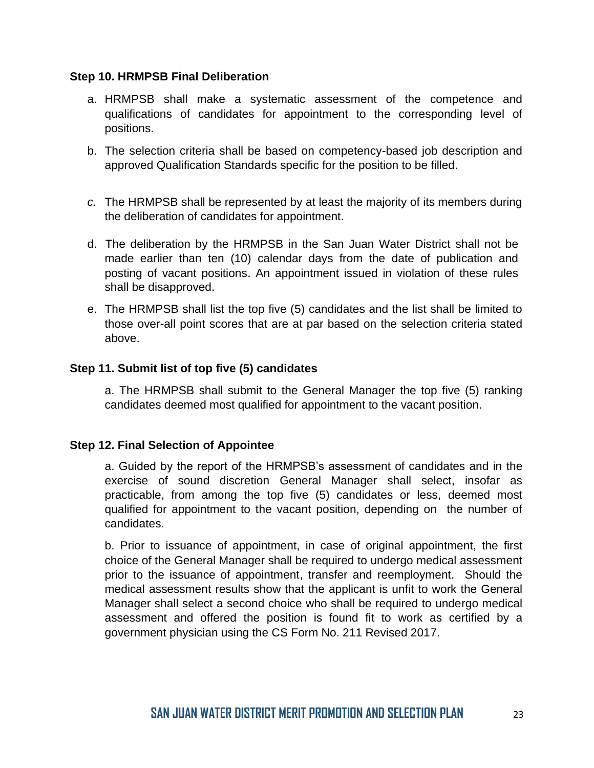**Step 10. HRMPSB Final Deliberation**

a. HRMPSB shall make a systematic assessment of the competence and qualifications of candidates for appointment to the corresponding level of positions.

b. The selection criteria shall be based on competency-based job description and approved Qualification Standards specific for the position to be filled.

*c.* The HRMPSB shall be represented by at least the majority of its members during the deliberation of candidates for appointment.

d. The deliberation by the HRMPSB in the San Juan Water District shall not be made earlier than ten (10) calendar days from the date of publication and posting of vacant positions. An appointment issued in violation of these rules shall be disapproved.

e. The HRMPSB shall list the top five (5) candidates and the list shall be limited to those over-all point scores that are at par based on the selection criteria stated above.

**Step 11. Submit list of top five (5) candidates**

a. The HRMPSB shall submit to the General Manager the top five (5) ranking candidates deemed most qualified for appointment to the vacant position.

**Step 12. Final Selection of Appointee**

a. Guided by the report of the HRMPSB's assessment of candidates and in the exercise of sound discretion General Manager shall select, insofar as practicable, from among the top five (5) candidates or less, deemed most qualified for appointment to the vacant position, depending on the number of candidates.

b. Prior to issuance of appointment, in case of original appointment, the first choice of the General Manager shall be required to undergo medical assessment prior to the issuance of appointment, transfer and reemployment. Should the medical assessment results show that the applicant is unfit to work the General Manager shall select a second choice who shall be required to undergo medical assessment and offered the position is found fit to work as certified by a government physician using the CS Form No. 211 Revised 2017.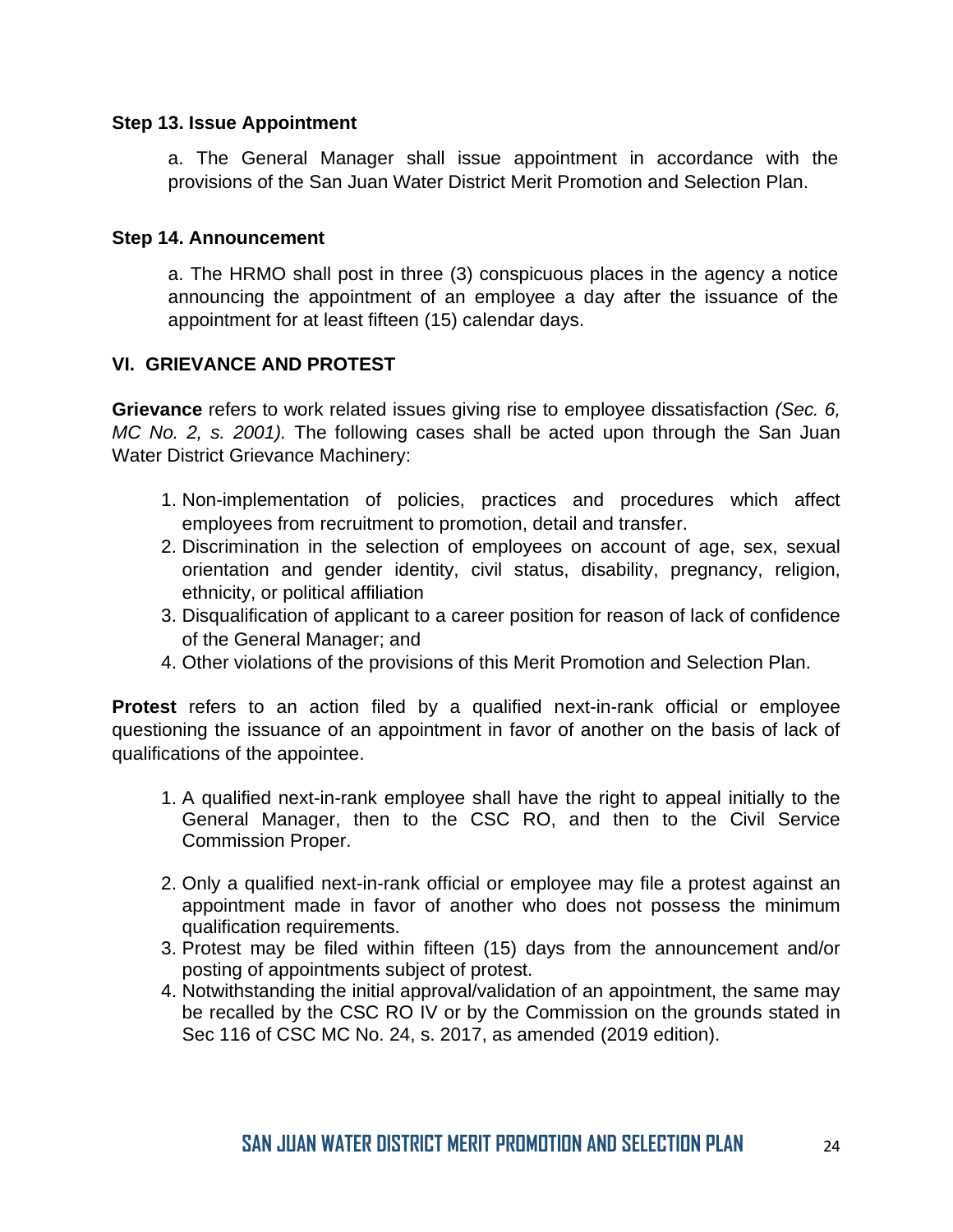### Step 13. Issue Appointment

a. The General Manager shall issue appointment in accordance with the provisions of the San Juan Water District Merit Promotion and Selection Plan.

### Step 14. Announcement

a. The HRMO shall post in three (3) conspicuous places in the agency a notice announcing the appointment of an employee a day after the issuance of the appointment for at least fifteen (15) calendar days.

## VI. GRIEVANCE AND PROTEST

**Grievance** refers to work related issues giving rise to employee dissatisfaction *(Sec. 6, MC No. 2, s. 2001).* The following cases shall be acted upon through the San Juan Water District Grievance Machinery:

1. Non-implementation of policies, practices and procedures which affect employees from recruitment to promotion, detail and transfer.
2. Discrimination in the selection of employees on account of age, sex, sexual orientation and gender identity, civil status, disability, pregnancy, religion, ethnicity, or political affiliation
3. Disqualification of applicant to a career position for reason of lack of confidence of the General Manager; and
4. Other violations of the provisions of this Merit Promotion and Selection Plan.

**Protest** refers to an action filed by a qualified next-in-rank official or employee questioning the issuance of an appointment in favor of another on the basis of lack of qualifications of the appointee.

1. A qualified next-in-rank employee shall have the right to appeal initially to the General Manager, then to the CSC RO, and then to the Civil Service Commission Proper.
2. Only a qualified next-in-rank official or employee may file a protest against an appointment made in favor of another who does not possess the minimum qualification requirements.
3. Protest may be filed within fifteen (15) days from the announcement and/or posting of appointments subject of protest.
4. Notwithstanding the initial approval/validation of an appointment, the same may be recalled by the CSC RO IV or by the Commission on the grounds stated in Sec 116 of CSC MC No. 24, s. 2017, as amended (2019 edition).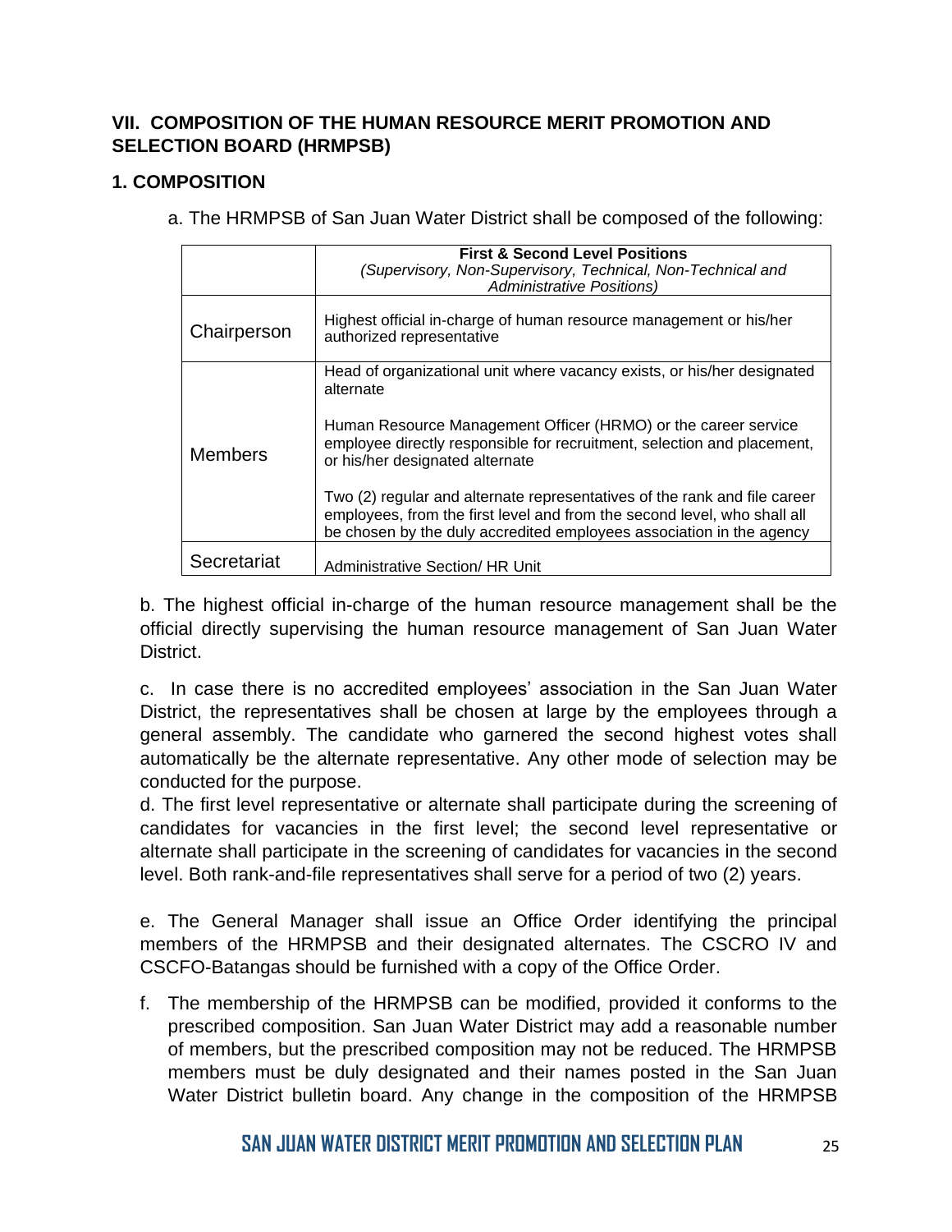## VII. COMPOSITION OF THE HUMAN RESOURCE MERIT PROMOTION AND SELECTION BOARD (HRMPSB)

### 1. COMPOSITION

a. The HRMPSB of San Juan Water District shall be composed of the following:

| | **First & Second Level Positions** *(Supervisory, Non-Supervisory, Technical, Non-Technical and Administrative Positions)* |
|---|---|
| Chairperson | Highest official in-charge of human resource management or his/her authorized representative |
| Members | Head of organizational unit where vacancy exists, or his/her designated alternate<br><br>Human Resource Management Officer (HRMO) or the career service employee directly responsible for recruitment, selection and placement, or his/her designated alternate<br><br>Two (2) regular and alternate representatives of the rank and file career employees, from the first level and from the second level, who shall all be chosen by the duly accredited employees association in the agency |
| Secretariat | Administrative Section/ HR Unit |

b. The highest official in-charge of the human resource management shall be the official directly supervising the human resource management of San Juan Water District.

c. In case there is no accredited employees' association in the San Juan Water District, the representatives shall be chosen at large by the employees through a general assembly. The candidate who garnered the second highest votes shall automatically be the alternate representative. Any other mode of selection may be conducted for the purpose.

d. The first level representative or alternate shall participate during the screening of candidates for vacancies in the first level; the second level representative or alternate shall participate in the screening of candidates for vacancies in the second level. Both rank-and-file representatives shall serve for a period of two (2) years.

e. The General Manager shall issue an Office Order identifying the principal members of the HRMPSB and their designated alternates. The CSCRO IV and CSCFO-Batangas should be furnished with a copy of the Office Order.

f. The membership of the HRMPSB can be modified, provided it conforms to the prescribed composition. San Juan Water District may add a reasonable number of members, but the prescribed composition may not be reduced. The HRMPSB members must be duly designated and their names posted in the San Juan Water District bulletin board. Any change in the composition of the HRMPSB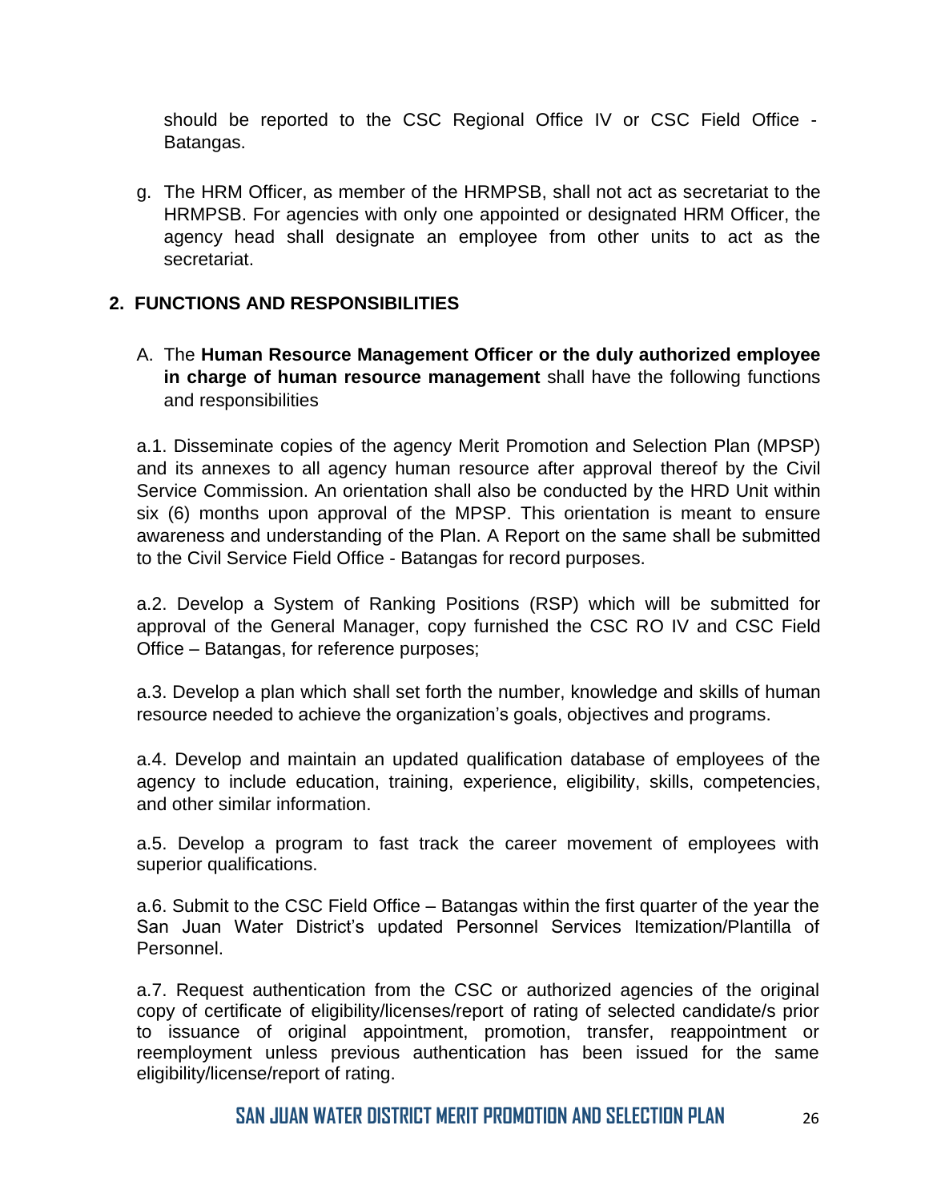should be reported to the CSC Regional Office IV or CSC Field Office - Batangas.

g. The HRM Officer, as member of the HRMPSB, shall not act as secretariat to the HRMPSB. For agencies with only one appointed or designated HRM Officer, the agency head shall designate an employee from other units to act as the secretariat.

## 2. FUNCTIONS AND RESPONSIBILITIES

A. The **Human Resource Management Officer or the duly authorized employee in charge of human resource management** shall have the following functions and responsibilities

a.1. Disseminate copies of the agency Merit Promotion and Selection Plan (MPSP) and its annexes to all agency human resource after approval thereof by the Civil Service Commission. An orientation shall also be conducted by the HRD Unit within six (6) months upon approval of the MPSP. This orientation is meant to ensure awareness and understanding of the Plan. A Report on the same shall be submitted to the Civil Service Field Office - Batangas for record purposes.

a.2. Develop a System of Ranking Positions (RSP) which will be submitted for approval of the General Manager, copy furnished the CSC RO IV and CSC Field Office – Batangas, for reference purposes;

a.3. Develop a plan which shall set forth the number, knowledge and skills of human resource needed to achieve the organization's goals, objectives and programs.

a.4. Develop and maintain an updated qualification database of employees of the agency to include education, training, experience, eligibility, skills, competencies, and other similar information.

a.5. Develop a program to fast track the career movement of employees with superior qualifications.

a.6. Submit to the CSC Field Office – Batangas within the first quarter of the year the San Juan Water District's updated Personnel Services Itemization/Plantilla of Personnel.

a.7. Request authentication from the CSC or authorized agencies of the original copy of certificate of eligibility/licenses/report of rating of selected candidate/s prior to issuance of original appointment, promotion, transfer, reappointment or reemployment unless previous authentication has been issued for the same eligibility/license/report of rating.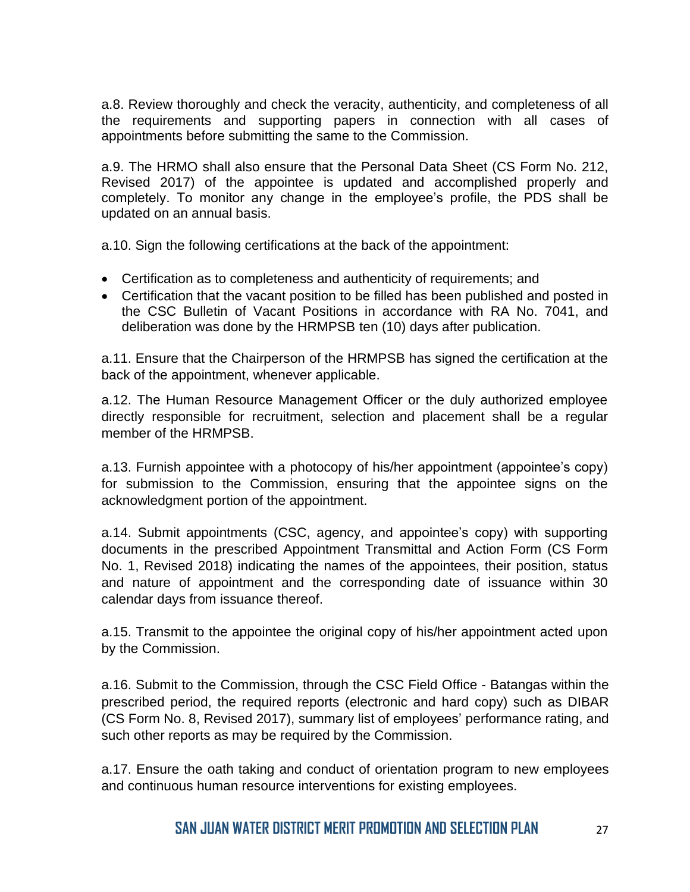a.8. Review thoroughly and check the veracity, authenticity, and completeness of all the requirements and supporting papers in connection with all cases of appointments before submitting the same to the Commission.

a.9. The HRMO shall also ensure that the Personal Data Sheet (CS Form No. 212, Revised 2017) of the appointee is updated and accomplished properly and completely. To monitor any change in the employee's profile, the PDS shall be updated on an annual basis.

a.10. Sign the following certifications at the back of the appointment:

- Certification as to completeness and authenticity of requirements; and
- Certification that the vacant position to be filled has been published and posted in the CSC Bulletin of Vacant Positions in accordance with RA No. 7041, and deliberation was done by the HRMPSB ten (10) days after publication.

a.11. Ensure that the Chairperson of the HRMPSB has signed the certification at the back of the appointment, whenever applicable.

a.12. The Human Resource Management Officer or the duly authorized employee directly responsible for recruitment, selection and placement shall be a regular member of the HRMPSB.

a.13. Furnish appointee with a photocopy of his/her appointment (appointee's copy) for submission to the Commission, ensuring that the appointee signs on the acknowledgment portion of the appointment.

a.14. Submit appointments (CSC, agency, and appointee's copy) with supporting documents in the prescribed Appointment Transmittal and Action Form (CS Form No. 1, Revised 2018) indicating the names of the appointees, their position, status and nature of appointment and the corresponding date of issuance within 30 calendar days from issuance thereof.

a.15. Transmit to the appointee the original copy of his/her appointment acted upon by the Commission.

a.16. Submit to the Commission, through the CSC Field Office - Batangas within the prescribed period, the required reports (electronic and hard copy) such as DIBAR (CS Form No. 8, Revised 2017), summary list of employees' performance rating, and such other reports as may be required by the Commission.

a.17. Ensure the oath taking and conduct of orientation program to new employees and continuous human resource interventions for existing employees.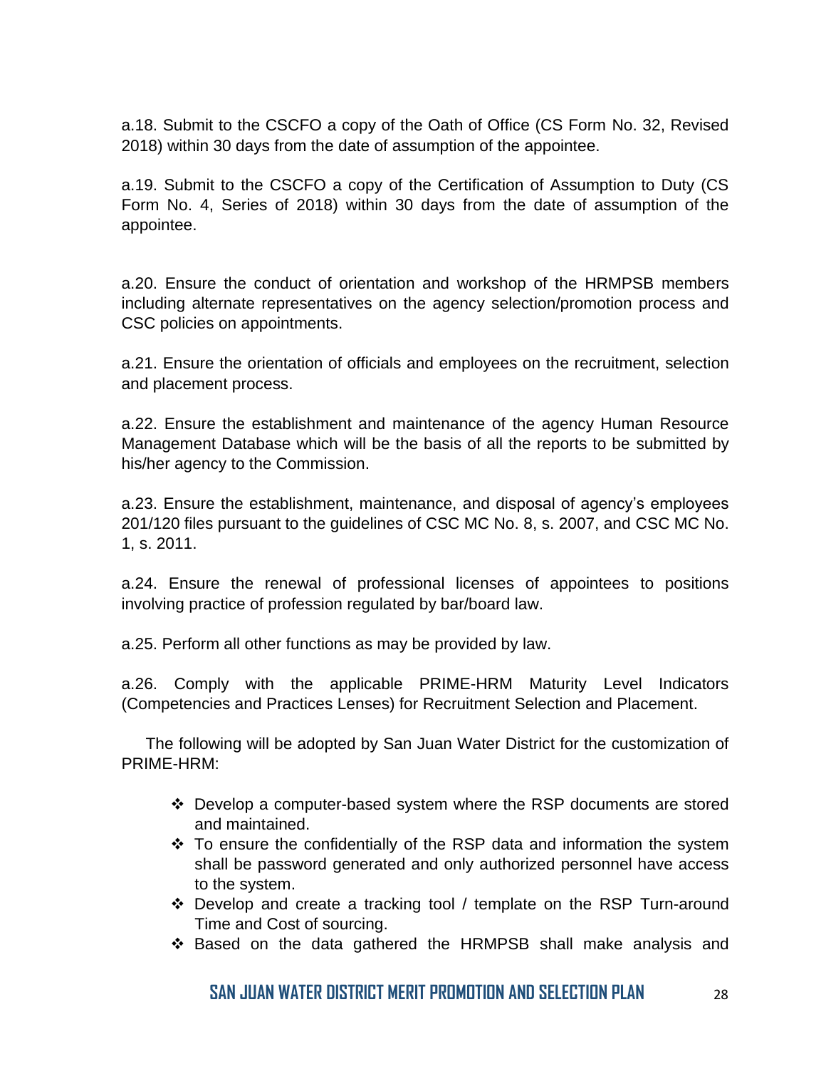a.18. Submit to the CSCFO a copy of the Oath of Office (CS Form No. 32, Revised 2018) within 30 days from the date of assumption of the appointee.

a.19. Submit to the CSCFO a copy of the Certification of Assumption to Duty (CS Form No. 4, Series of 2018) within 30 days from the date of assumption of the appointee.

a.20. Ensure the conduct of orientation and workshop of the HRMPSB members including alternate representatives on the agency selection/promotion process and CSC policies on appointments.

a.21. Ensure the orientation of officials and employees on the recruitment, selection and placement process.

a.22. Ensure the establishment and maintenance of the agency Human Resource Management Database which will be the basis of all the reports to be submitted by his/her agency to the Commission.

a.23. Ensure the establishment, maintenance, and disposal of agency's employees 201/120 files pursuant to the guidelines of CSC MC No. 8, s. 2007, and CSC MC No. 1, s. 2011.

a.24. Ensure the renewal of professional licenses of appointees to positions involving practice of profession regulated by bar/board law.

a.25. Perform all other functions as may be provided by law.

a.26. Comply with the applicable PRIME-HRM Maturity Level Indicators (Competencies and Practices Lenses) for Recruitment Selection and Placement.

The following will be adopted by San Juan Water District for the customization of PRIME-HRM:

- ❖ Develop a computer-based system where the RSP documents are stored and maintained.
- ❖ To ensure the confidentially of the RSP data and information the system shall be password generated and only authorized personnel have access to the system.
- ❖ Develop and create a tracking tool / template on the RSP Turn-around Time and Cost of sourcing.
- ❖ Based on the data gathered the HRMPSB shall make analysis and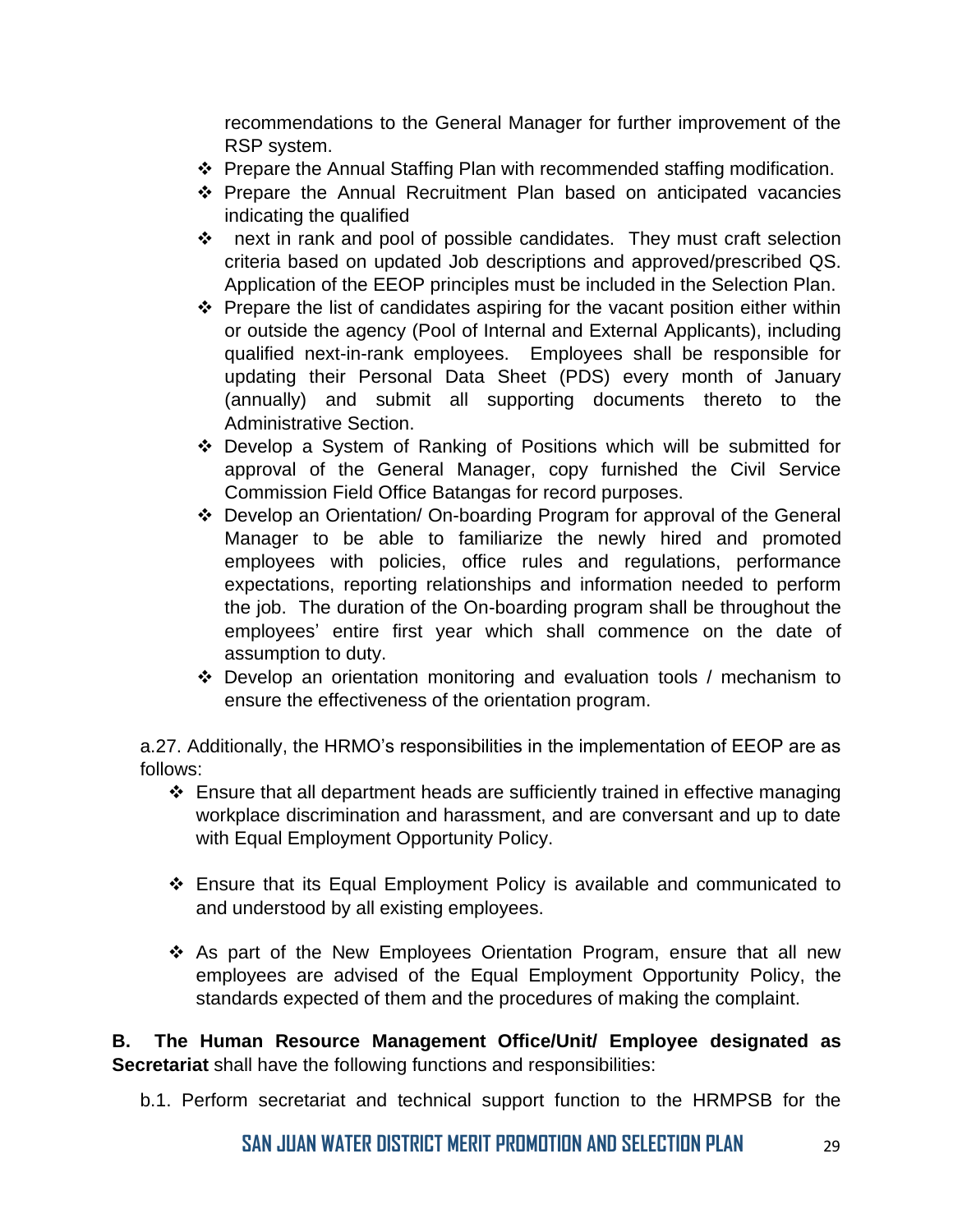recommendations to the General Manager for further improvement of the RSP system.

- Prepare the Annual Staffing Plan with recommended staffing modification.
- Prepare the Annual Recruitment Plan based on anticipated vacancies indicating the qualified
- next in rank and pool of possible candidates. They must craft selection criteria based on updated Job descriptions and approved/prescribed QS. Application of the EEOP principles must be included in the Selection Plan.
- Prepare the list of candidates aspiring for the vacant position either within or outside the agency (Pool of Internal and External Applicants), including qualified next-in-rank employees. Employees shall be responsible for updating their Personal Data Sheet (PDS) every month of January (annually) and submit all supporting documents thereto to the Administrative Section.
- Develop a System of Ranking of Positions which will be submitted for approval of the General Manager, copy furnished the Civil Service Commission Field Office Batangas for record purposes.
- Develop an Orientation/ On-boarding Program for approval of the General Manager to be able to familiarize the newly hired and promoted employees with policies, office rules and regulations, performance expectations, reporting relationships and information needed to perform the job. The duration of the On-boarding program shall be throughout the employees' entire first year which shall commence on the date of assumption to duty.
- Develop an orientation monitoring and evaluation tools / mechanism to ensure the effectiveness of the orientation program.

a.27. Additionally, the HRMO's responsibilities in the implementation of EEOP are as follows:

- Ensure that all department heads are sufficiently trained in effective managing workplace discrimination and harassment, and are conversant and up to date with Equal Employment Opportunity Policy.

- Ensure that its Equal Employment Policy is available and communicated to and understood by all existing employees.

- As part of the New Employees Orientation Program, ensure that all new employees are advised of the Equal Employment Opportunity Policy, the standards expected of them and the procedures of making the complaint.

**B. The Human Resource Management Office/Unit/ Employee designated as Secretariat** shall have the following functions and responsibilities:

b.1. Perform secretariat and technical support function to the HRMPSB for the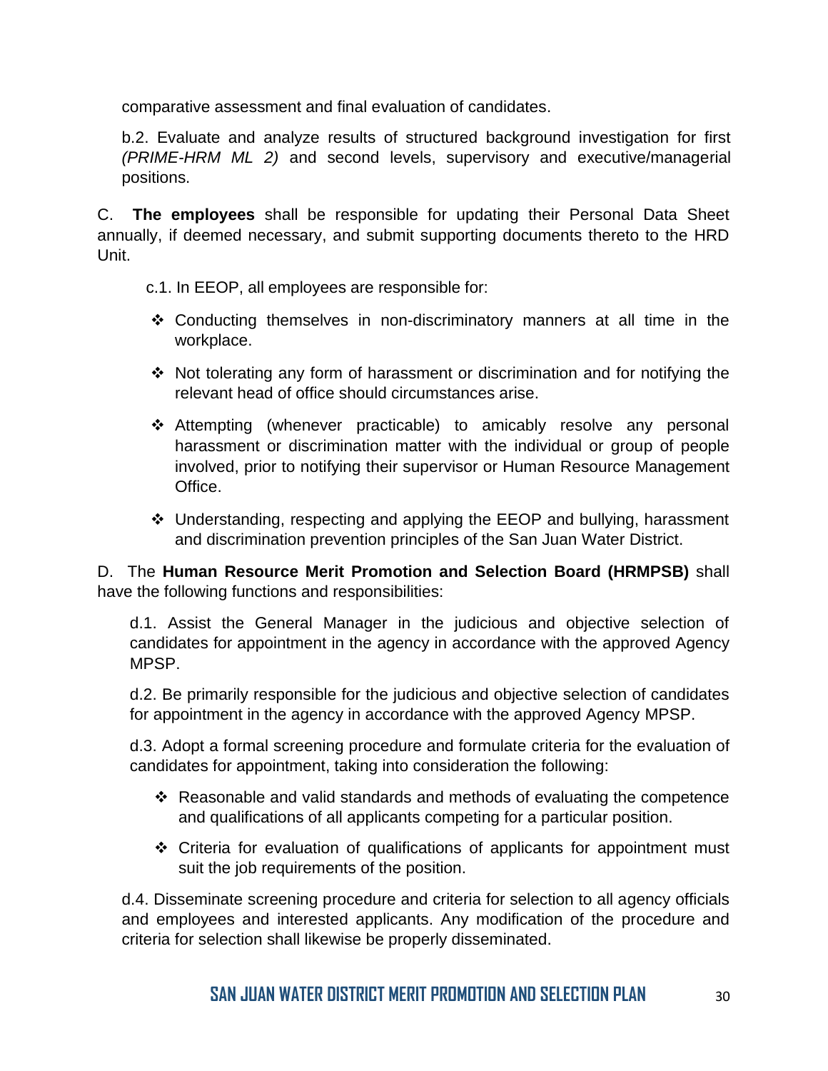comparative assessment and final evaluation of candidates.

b.2. Evaluate and analyze results of structured background investigation for first *(PRIME-HRM ML 2)* and second levels, supervisory and executive/managerial positions.

C. **The employees** shall be responsible for updating their Personal Data Sheet annually, if deemed necessary, and submit supporting documents thereto to the HRD Unit.

c.1. In EEOP, all employees are responsible for:

- ❖ Conducting themselves in non-discriminatory manners at all time in the workplace.
- ❖ Not tolerating any form of harassment or discrimination and for notifying the relevant head of office should circumstances arise.
- ❖ Attempting (whenever practicable) to amicably resolve any personal harassment or discrimination matter with the individual or group of people involved, prior to notifying their supervisor or Human Resource Management Office.
- ❖ Understanding, respecting and applying the EEOP and bullying, harassment and discrimination prevention principles of the San Juan Water District.

D. The **Human Resource Merit Promotion and Selection Board (HRMPSB)** shall have the following functions and responsibilities:

d.1. Assist the General Manager in the judicious and objective selection of candidates for appointment in the agency in accordance with the approved Agency MPSP.

d.2. Be primarily responsible for the judicious and objective selection of candidates for appointment in the agency in accordance with the approved Agency MPSP.

d.3. Adopt a formal screening procedure and formulate criteria for the evaluation of candidates for appointment, taking into consideration the following:

- ❖ Reasonable and valid standards and methods of evaluating the competence and qualifications of all applicants competing for a particular position.
- ❖ Criteria for evaluation of qualifications of applicants for appointment must suit the job requirements of the position.

d.4. Disseminate screening procedure and criteria for selection to all agency officials and employees and interested applicants. Any modification of the procedure and criteria for selection shall likewise be properly disseminated.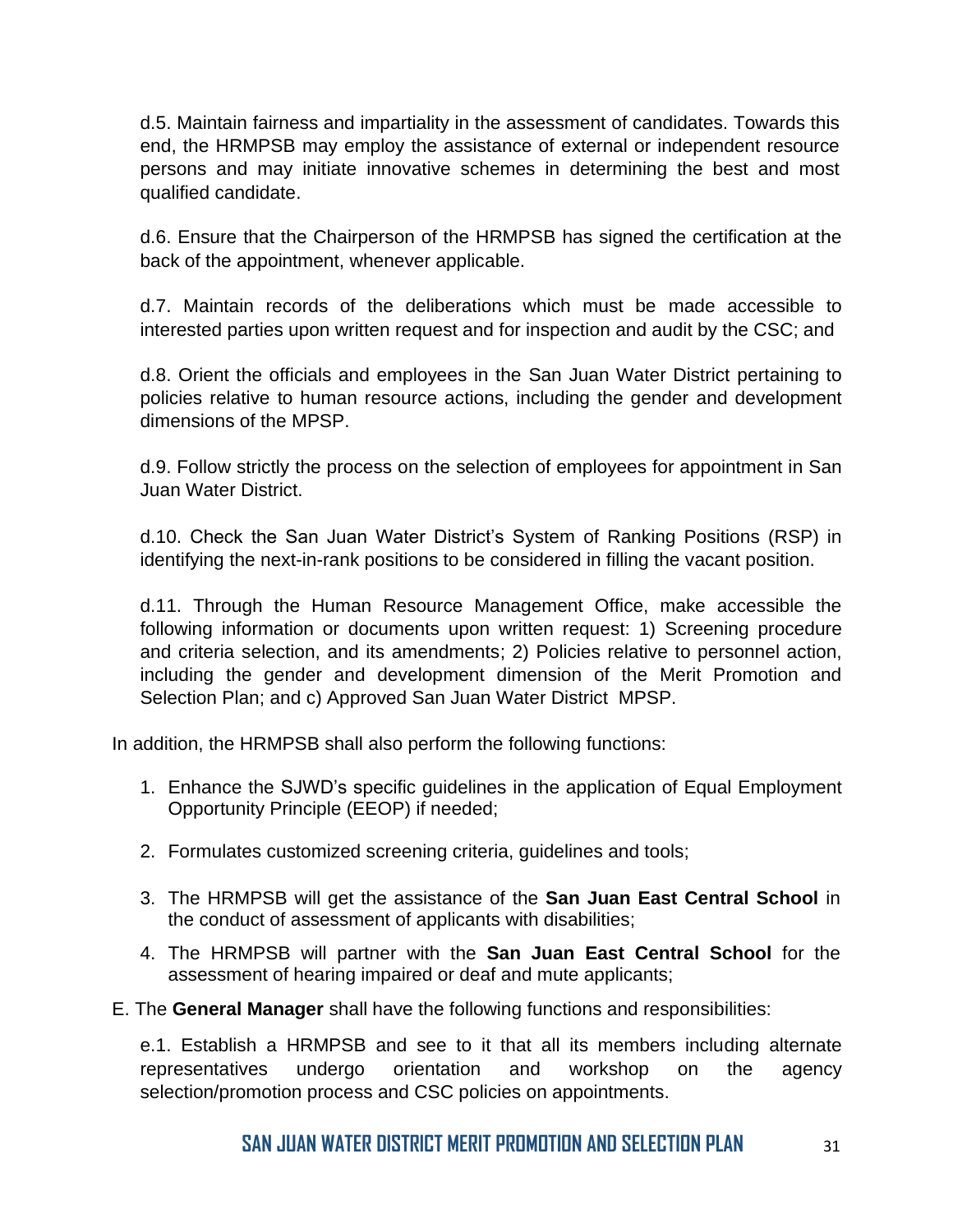d.5. Maintain fairness and impartiality in the assessment of candidates. Towards this end, the HRMPSB may employ the assistance of external or independent resource persons and may initiate innovative schemes in determining the best and most qualified candidate.

d.6. Ensure that the Chairperson of the HRMPSB has signed the certification at the back of the appointment, whenever applicable.

d.7. Maintain records of the deliberations which must be made accessible to interested parties upon written request and for inspection and audit by the CSC; and

d.8. Orient the officials and employees in the San Juan Water District pertaining to policies relative to human resource actions, including the gender and development dimensions of the MPSP.

d.9. Follow strictly the process on the selection of employees for appointment in San Juan Water District.

d.10. Check the San Juan Water District's System of Ranking Positions (RSP) in identifying the next-in-rank positions to be considered in filling the vacant position.

d.11. Through the Human Resource Management Office, make accessible the following information or documents upon written request: 1) Screening procedure and criteria selection, and its amendments; 2) Policies relative to personnel action, including the gender and development dimension of the Merit Promotion and Selection Plan; and c) Approved San Juan Water District MPSP.

In addition, the HRMPSB shall also perform the following functions:

1. Enhance the SJWD's specific guidelines in the application of Equal Employment Opportunity Principle (EEOP) if needed;
2. Formulates customized screening criteria, guidelines and tools;
3. The HRMPSB will get the assistance of the **San Juan East Central School** in the conduct of assessment of applicants with disabilities;
4. The HRMPSB will partner with the **San Juan East Central School** for the assessment of hearing impaired or deaf and mute applicants;

E. The **General Manager** shall have the following functions and responsibilities:

e.1. Establish a HRMPSB and see to it that all its members including alternate representatives undergo orientation and workshop on the agency selection/promotion process and CSC policies on appointments.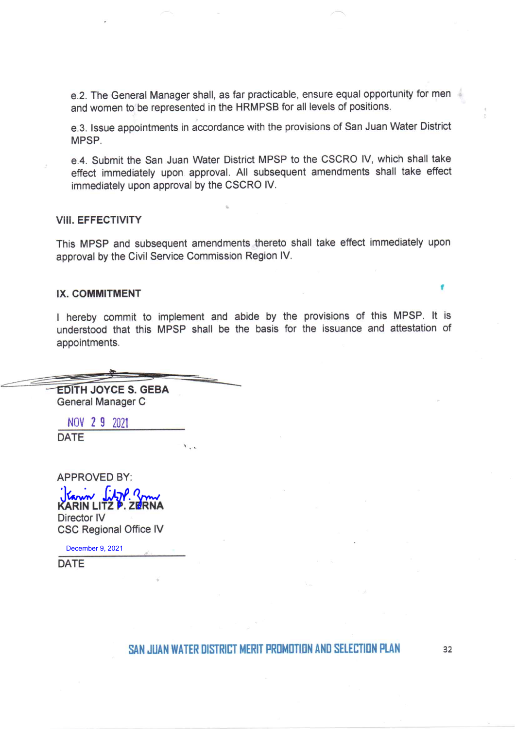e.2. The General Manager shall, as far practicable, ensure equal opportunity for men and women to be represented in the HRMPSB for all levels of positions.

e.3. Issue appointments in accordance with the provisions of San Juan Water District MPSP.

e.4. Submit the San Juan Water District MPSP to the CSCRO IV, which shall take effect immediately upon approval. All subsequent amendments shall take effect immediately upon approval by the CSCRO IV.

## VIII. EFFECTIVITY

This MPSP and subsequent amendments thereto shall take effect immediately upon approval by the Civil Service Commission Region IV.

## IX. COMMITMENT

I hereby commit to implement and abide by the provisions of this MPSP. It is understood that this MPSP shall be the basis for the issuance and attestation of appointments.

**EDITH JOYCE S. GEBA**
General Manager C

NOV 2 9 2021
DATE

APPROVED BY:

**KARIN LITZ P. ZERNA**
Director IV
CSC Regional Office IV

December 9, 2021
DATE